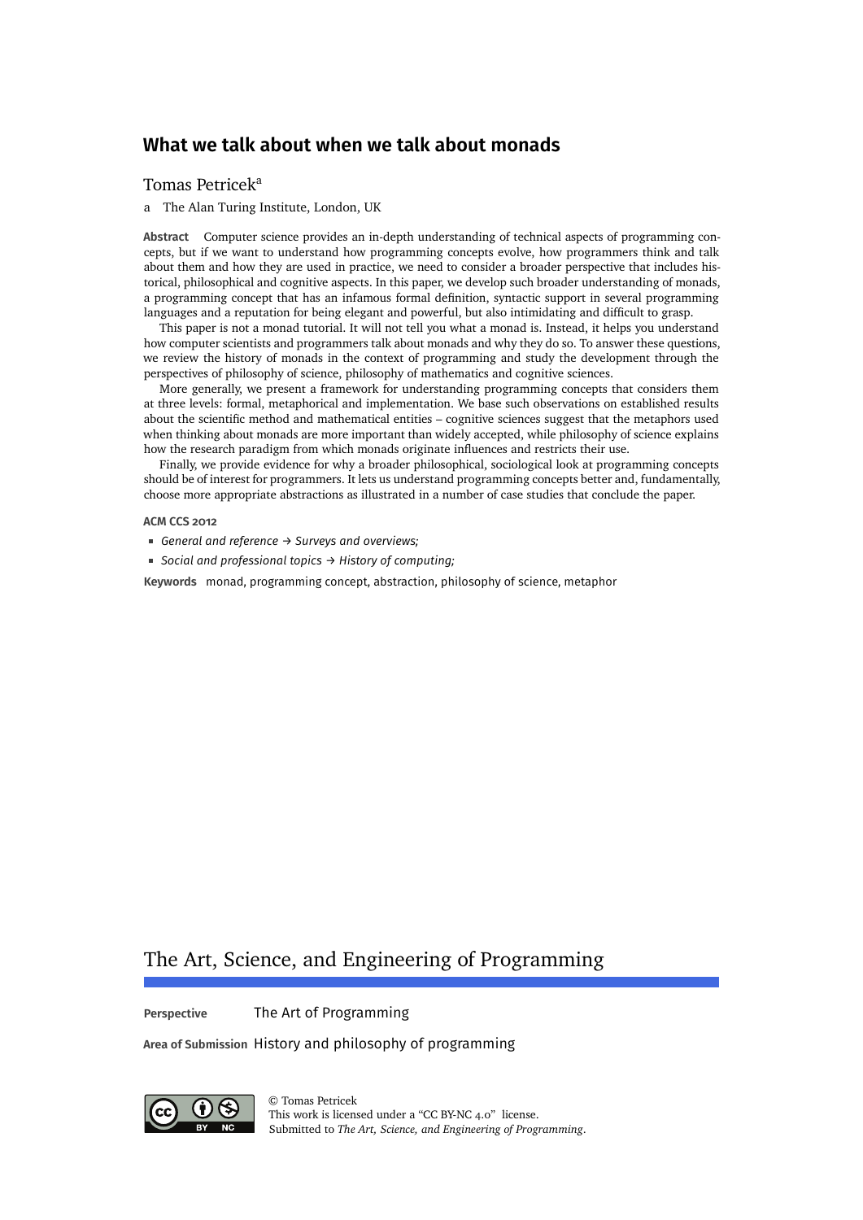# What we talk about when we talk about monads

Tomas Petricek[a]

a The Alan Turing Institute, London, UK

**Abstract** Computer science provides an in-depth understanding of technical aspects of programming concepts, but if we want to understand how programming concepts evolve, how programmers think and talk about them and how they are used in practice, we need to consider a broader perspective that includes historical, philosophical and cognitive aspects. In this paper, we develop such broader understanding of monads, a programming concept that has an infamous formal definition, syntactic support in several programming languages and a reputation for being elegant and powerful, but also intimidating and difficult to grasp.

This paper is not a monad tutorial. It will not tell you what a monad is. Instead, it helps you understand how computer scientists and programmers talk about monads and why they do so. To answer these questions, we review the history of monads in the context of programming and study the development through the perspectives of philosophy of science, philosophy of mathematics and cognitive sciences.

More generally, we present a framework for understanding programming concepts that considers them at three levels: formal, metaphorical and implementation. We base such observations on established results about the scientific method and mathematical entities – cognitive sciences suggest that the metaphors used when thinking about monads are more important than widely accepted, while philosophy of science explains how the research paradigm from which monads originate influences and restricts their use.

Finally, we provide evidence for why a broader philosophical, sociological look at programming concepts should be of interest for programmers. It lets us understand programming concepts better and, fundamentally, choose more appropriate abstractions as illustrated in a number of case studies that conclude the paper.

**ACM CCS 2012**

- *General and reference → Surveys and overviews;*
- *Social and professional topics → History of computing;*

**Keywords** monad, programming concept, abstraction, philosophy of science, metaphor

## The Art, Science, and Engineering of Programming

**Perspective** The Art of Programming

**Area of Submission** History and philosophy of programming

© Tomas Petricek
This work is licensed under a "CC BY-NC 4.0" license.
Submitted to *The Art, Science, and Engineering of Programming*.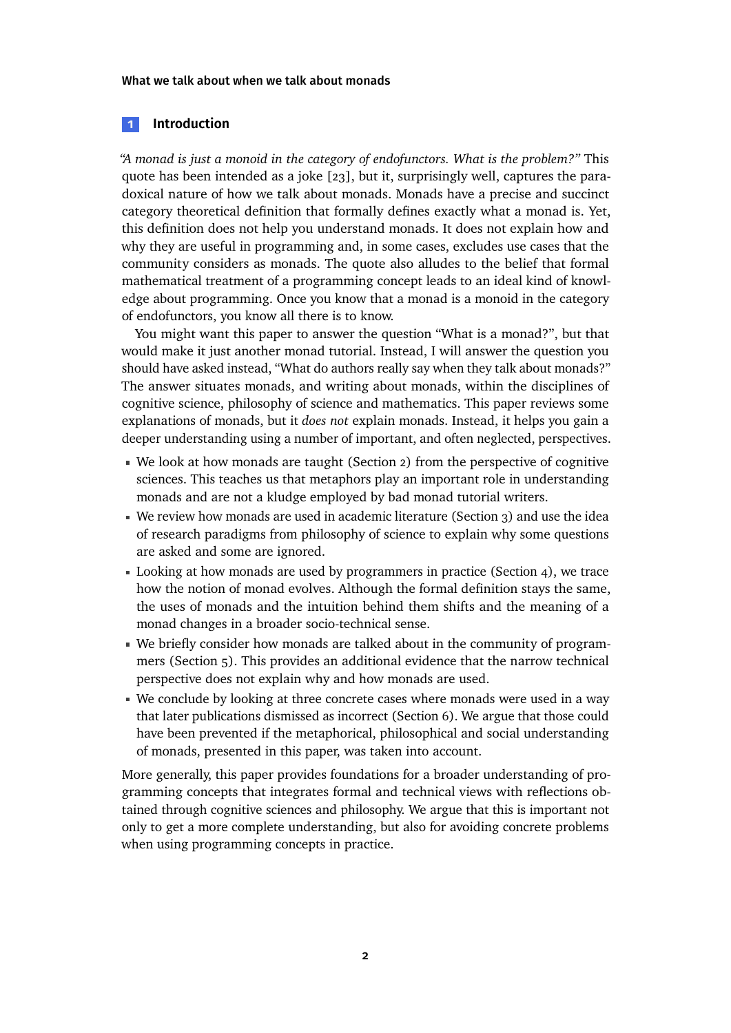## 1 Introduction

*"A monad is just a monoid in the category of endofunctors. What is the problem?"* This quote has been intended as a joke [23], but it, surprisingly well, captures the paradoxical nature of how we talk about monads. Monads have a precise and succinct category theoretical definition that formally defines exactly what a monad is. Yet, this definition does not help you understand monads. It does not explain how and why they are useful in programming and, in some cases, excludes use cases that the community considers as monads. The quote also alludes to the belief that formal mathematical treatment of a programming concept leads to an ideal kind of knowledge about programming. Once you know that a monad is a monoid in the category of endofunctors, you know all there is to know.

You might want this paper to answer the question "What is a monad?", but that would make it just another monad tutorial. Instead, I will answer the question you should have asked instead, "What do authors really say when they talk about monads?" The answer situates monads, and writing about monads, within the disciplines of cognitive science, philosophy of science and mathematics. This paper reviews some explanations of monads, but it *does not* explain monads. Instead, it helps you gain a deeper understanding using a number of important, and often neglected, perspectives.

- We look at how monads are taught (Section 2) from the perspective of cognitive sciences. This teaches us that metaphors play an important role in understanding monads and are not a kludge employed by bad monad tutorial writers.
- We review how monads are used in academic literature (Section 3) and use the idea of research paradigms from philosophy of science to explain why some questions are asked and some are ignored.
- Looking at how monads are used by programmers in practice (Section 4), we trace how the notion of monad evolves. Although the formal definition stays the same, the uses of monads and the intuition behind them shifts and the meaning of a monad changes in a broader socio-technical sense.
- We briefly consider how monads are talked about in the community of programmers (Section 5). This provides an additional evidence that the narrow technical perspective does not explain why and how monads are used.
- We conclude by looking at three concrete cases where monads were used in a way that later publications dismissed as incorrect (Section 6). We argue that those could have been prevented if the metaphorical, philosophical and social understanding of monads, presented in this paper, was taken into account.

More generally, this paper provides foundations for a broader understanding of programming concepts that integrates formal and technical views with reflections obtained through cognitive sciences and philosophy. We argue that this is important not only to get a more complete understanding, but also for avoiding concrete problems when using programming concepts in practice.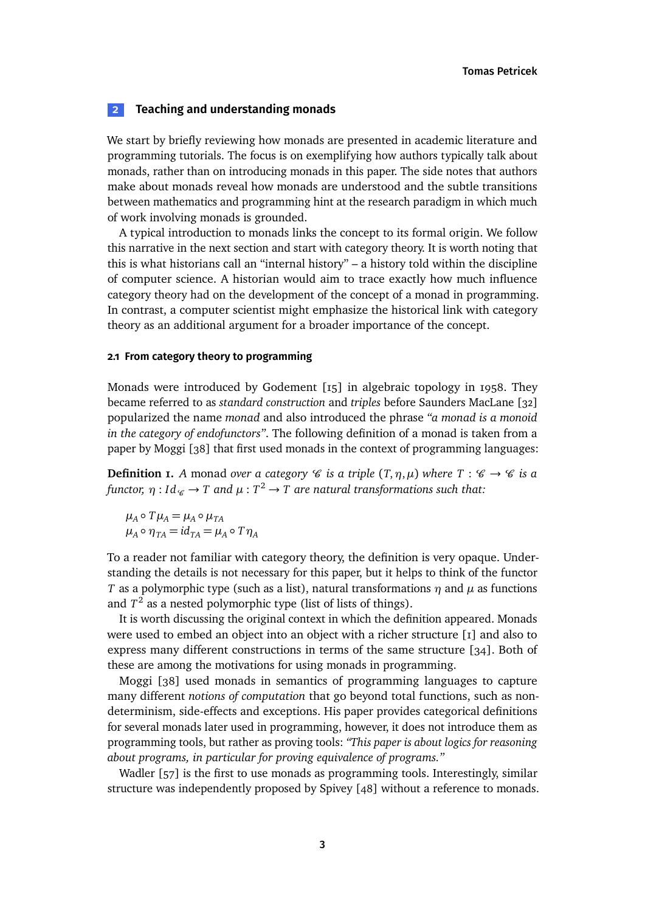## 2 Teaching and understanding monads

We start by briefly reviewing how monads are presented in academic literature and programming tutorials. The focus is on exemplifying how authors typically talk about monads, rather than on introducing monads in this paper. The side notes that authors make about monads reveal how monads are understood and the subtle transitions between mathematics and programming hint at the research paradigm in which much of work involving monads is grounded.

A typical introduction to monads links the concept to its formal origin. We follow this narrative in the next section and start with category theory. It is worth noting that this is what historians call an "internal history" – a history told within the discipline of computer science. A historian would aim to trace exactly how much influence category theory had on the development of the concept of a monad in programming. In contrast, a computer scientist might emphasize the historical link with category theory as an additional argument for a broader importance of the concept.

### 2.1 From category theory to programming

Monads were introduced by Godement [15] in algebraic topology in 1958. They became referred to as *standard construction* and *triples* before Saunders MacLane [32] popularized the name *monad* and also introduced the phrase *"a monad is a monoid in the category of endofunctors"*. The following definition of a monad is taken from a paper by Moggi [38] that first used monads in the context of programming languages:

**Definition 1.** *A* monad *over a category $\mathscr{C}$ is a triple $(T, \eta, \mu)$ where $T : \mathscr{C} \to \mathscr{C}$ is a functor, $\eta : Id_{\mathscr{C}} \to T$ and $\mu : T^2 \to T$ are natural transformations such that:*

$$\mu_A \circ T\mu_A = \mu_A \circ \mu_{TA}$$
$$\mu_A \circ \eta_{TA} = id_{TA} = \mu_A \circ T\eta_A$$

To a reader not familiar with category theory, the definition is very opaque. Understanding the details is not necessary for this paper, but it helps to think of the functor $T$ as a polymorphic type (such as a list), natural transformations $\eta$ and $\mu$ as functions and $T^2$ as a nested polymorphic type (list of lists of things).

It is worth discussing the original context in which the definition appeared. Monads were used to embed an object into an object with a richer structure [1] and also to express many different constructions in terms of the same structure [34]. Both of these are among the motivations for using monads in programming.

Moggi [38] used monads in semantics of programming languages to capture many different *notions of computation* that go beyond total functions, such as non-determinism, side-effects and exceptions. His paper provides categorical definitions for several monads later used in programming, however, it does not introduce them as programming tools, but rather as proving tools: *"This paper is about logics for reasoning about programs, in particular for proving equivalence of programs."*

Wadler [57] is the first to use monads as programming tools. Interestingly, similar structure was independently proposed by Spivey [48] without a reference to monads.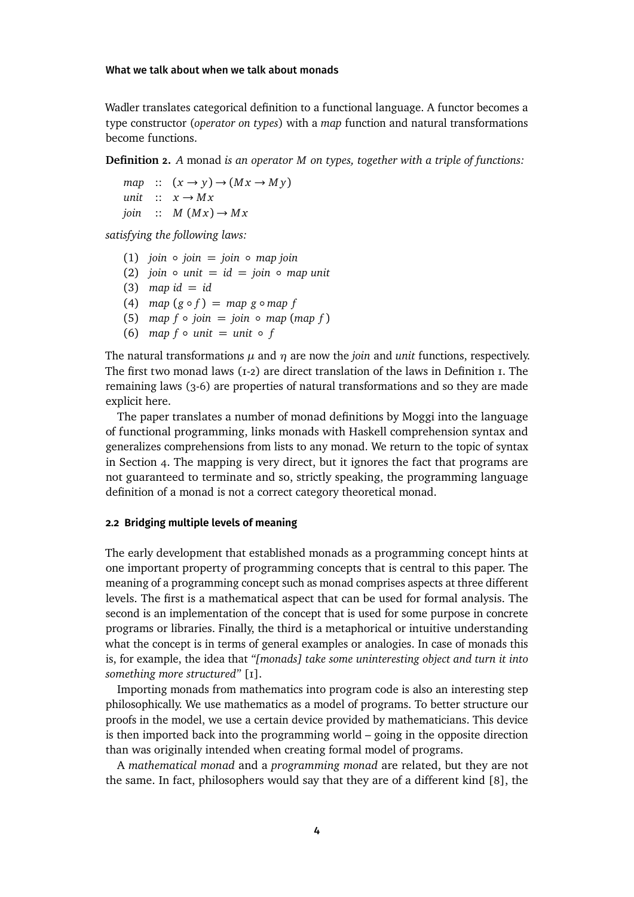Wadler translates categorical definition to a functional language. A functor becomes a type constructor (*operator on types*) with a *map* function and natural transformations become functions.

**Definition 2.** *A* monad *is an operator $M$ on types, together with a triple of functions:*

$$
\begin{aligned}
map &:: (x \to y) \to (M\,x \to M\,y) \\
unit &:: x \to M\,x \\
join &:: M\,(M\,x) \to M\,x
\end{aligned}
$$

*satisfying the following laws:*

(1) $join \circ join = join \circ map\ join$
(2) $join \circ unit = id = join \circ map\ unit$
(3) $map\ id = id$
(4) $map\ (g \circ f) = map\ g \circ map\ f$
(5) $map\ f \circ join = join \circ map\ (map\ f)$
(6) $map\ f \circ unit = unit \circ f$

The natural transformations $\mu$ and $\eta$ are now the *join* and *unit* functions, respectively. The first two monad laws (1-2) are direct translation of the laws in Definition 1. The remaining laws (3-6) are properties of natural transformations and so they are made explicit here.

The paper translates a number of monad definitions by Moggi into the language of functional programming, links monads with Haskell comprehension syntax and generalizes comprehensions from lists to any monad. We return to the topic of syntax in Section 4. The mapping is very direct, but it ignores the fact that programs are not guaranteed to terminate and so, strictly speaking, the programming language definition of a monad is not a correct category theoretical monad.

### 2.2 Bridging multiple levels of meaning

The early development that established monads as a programming concept hints at one important property of programming concepts that is central to this paper. The meaning of a programming concept such as monad comprises aspects at three different levels. The first is a mathematical aspect that can be used for formal analysis. The second is an implementation of the concept that is used for some purpose in concrete programs or libraries. Finally, the third is a metaphorical or intuitive understanding what the concept is in terms of general examples or analogies. In case of monads this is, for example, the idea that *"[monads] take some uninteresting object and turn it into something more structured"* [1].

Importing monads from mathematics into program code is also an interesting step philosophically. We use mathematics as a model of programs. To better structure our proofs in the model, we use a certain device provided by mathematicians. This device is then imported back into the programming world – going in the opposite direction than was originally intended when creating formal model of programs.

A *mathematical monad* and a *programming monad* are related, but they are not the same. In fact, philosophers would say that they are of a different kind [8], the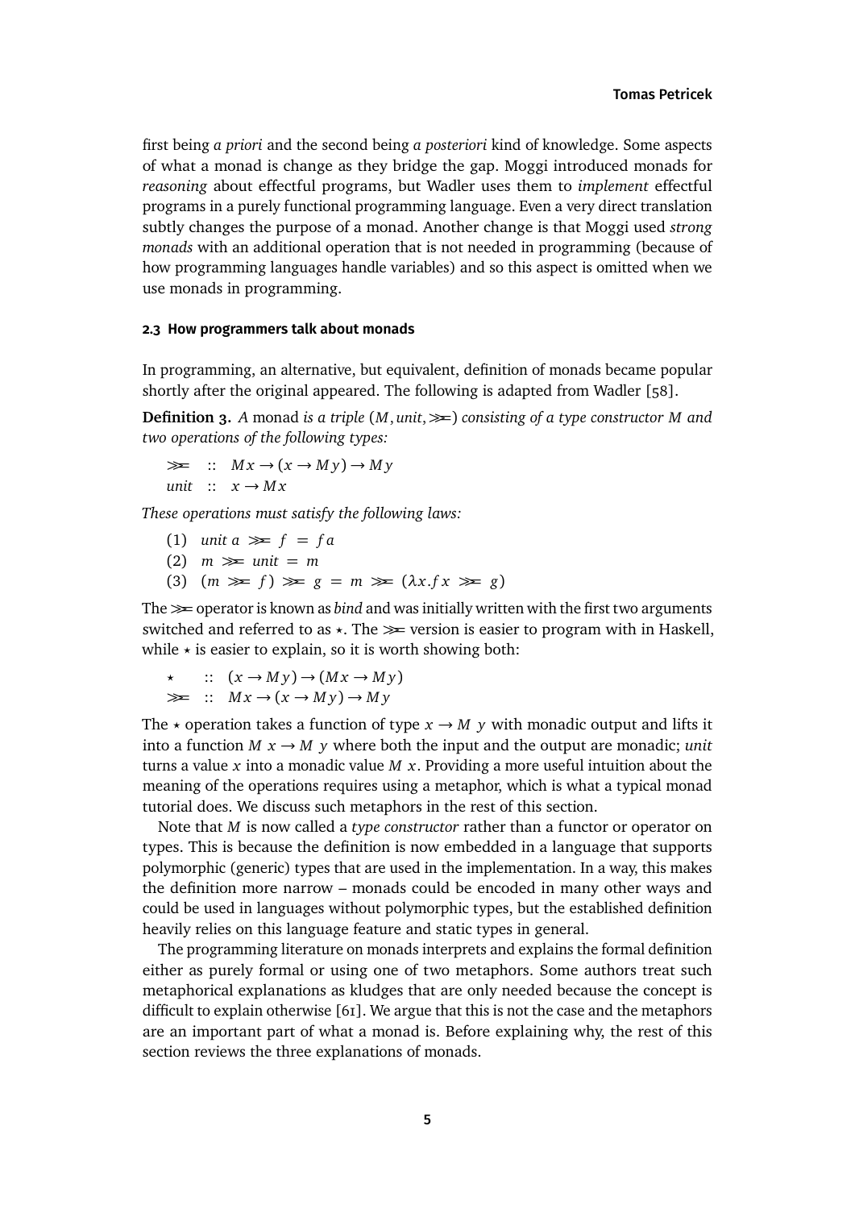first being *a priori* and the second being *a posteriori* kind of knowledge. Some aspects of what a monad is change as they bridge the gap. Moggi introduced monads for *reasoning* about effectful programs, but Wadler uses them to *implement* effectful programs in a purely functional programming language. Even a very direct translation subtly changes the purpose of a monad. Another change is that Moggi used *strong monads* with an additional operation that is not needed in programming (because of how programming languages handle variables) and so this aspect is omitted when we use monads in programming.

### 2.3 How programmers talk about monads

In programming, an alternative, but equivalent, definition of monads became popular shortly after the original appeared. The following is adapted from Wadler [58].

**Definition 3.** *A* monad *is a triple* $(M, unit, \gg\!=)$ *consisting of a type constructor* $M$ *and two operations of the following types:*

$$
\begin{aligned}
\gg\!= &\;::\; M\,x \rightarrow (x \rightarrow M\,y) \rightarrow M\,y \\
unit &\;::\; x \rightarrow M\,x
\end{aligned}
$$

*These operations must satisfy the following laws:*

(1) $unit\ a \gg\!= f \;=\; f\,a$
(2) $m \gg\!= unit \;=\; m$
(3) $(m \gg\!= f) \gg\!= g \;=\; m \gg\!= (\lambda x. f\,x \gg\!= g)$

The $\gg\!=$ operator is known as *bind* and was initially written with the first two arguments switched and referred to as $\star$. The $\gg\!=$ version is easier to program with in Haskell, while $\star$ is easier to explain, so it is worth showing both:

$$
\begin{aligned}
\star &\;::\; (x \rightarrow M\,y) \rightarrow (M\,x \rightarrow M\,y) \\
\gg\!= &\;::\; M\,x \rightarrow (x \rightarrow M\,y) \rightarrow M\,y
\end{aligned}
$$

The $\star$ operation takes a function of type $x \rightarrow M\ y$ with monadic output and lifts it into a function $M\ x \rightarrow M\ y$ where both the input and the output are monadic; *unit* turns a value $x$ into a monadic value $M\ x$. Providing a more useful intuition about the meaning of the operations requires using a metaphor, which is what a typical monad tutorial does. We discuss such metaphors in the rest of this section.

Note that $M$ is now called a *type constructor* rather than a functor or operator on types. This is because the definition is now embedded in a language that supports polymorphic (generic) types that are used in the implementation. In a way, this makes the definition more narrow – monads could be encoded in many other ways and could be used in languages without polymorphic types, but the established definition heavily relies on this language feature and static types in general.

The programming literature on monads interprets and explains the formal definition either as purely formal or using one of two metaphors. Some authors treat such metaphorical explanations as kludges that are only needed because the concept is difficult to explain otherwise [61]. We argue that this is not the case and the metaphors are an important part of what a monad is. Before explaining why, the rest of this section reviews the three explanations of monads.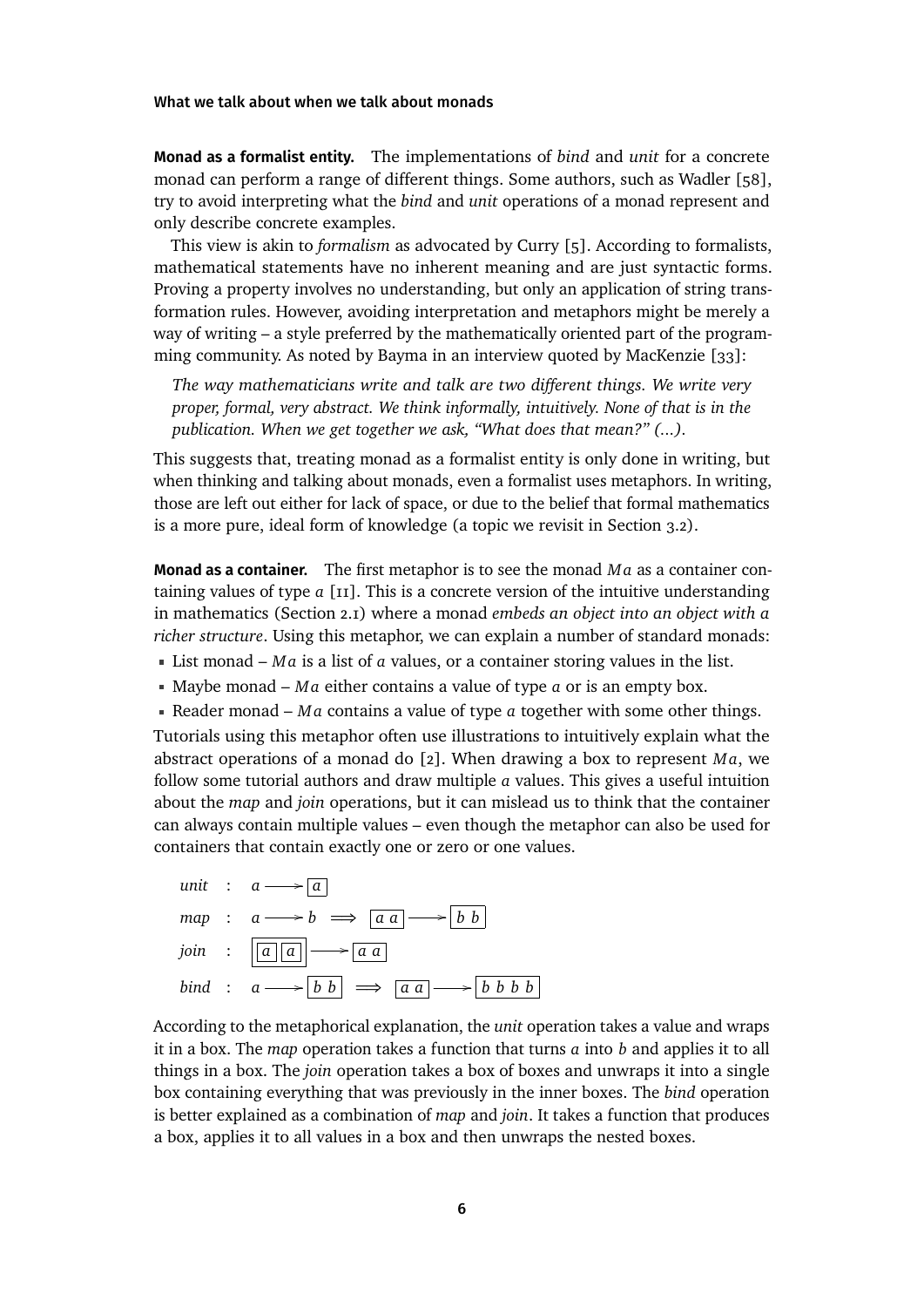**Monad as a formalist entity.** The implementations of *bind* and *unit* for a concrete monad can perform a range of different things. Some authors, such as Wadler [58], try to avoid interpreting what the *bind* and *unit* operations of a monad represent and only describe concrete examples.

This view is akin to *formalism* as advocated by Curry [5]. According to formalists, mathematical statements have no inherent meaning and are just syntactic forms. Proving a property involves no understanding, but only an application of string transformation rules. However, avoiding interpretation and metaphors might be merely a way of writing – a style preferred by the mathematically oriented part of the programming community. As noted by Bayma in an interview quoted by MacKenzie [33]:

> *The way mathematicians write and talk are two different things. We write very proper, formal, very abstract. We think informally, intuitively. None of that is in the publication. When we get together we ask, "What does that mean?" (...).*

This suggests that, treating monad as a formalist entity is only done in writing, but when thinking and talking about monads, even a formalist uses metaphors. In writing, those are left out either for lack of space, or due to the belief that formal mathematics is a more pure, ideal form of knowledge (a topic we revisit in Section 3.2).

**Monad as a container.** The first metaphor is to see the monad $Ma$ as a container containing values of type $a$ [11]. This is a concrete version of the intuitive understanding in mathematics (Section 2.1) where a monad *embeds an object into an object with a richer structure*. Using this metaphor, we can explain a number of standard monads:

- List monad – $Ma$ is a list of $a$ values, or a container storing values in the list.
- Maybe monad – $Ma$ either contains a value of type $a$ or is an empty box.
- Reader monad – $Ma$ contains a value of type $a$ together with some other things.

Tutorials using this metaphor often use illustrations to intuitively explain what the abstract operations of a monad do [2]. When drawing a box to represent $Ma$, we follow some tutorial authors and draw multiple $a$ values. This gives a useful intuition about the *map* and *join* operations, but it can mislead us to think that the container can always contain multiple values – even though the metaphor can also be used for containers that contain exactly one or zero or one values.

$$
\begin{aligned}
&\textit{unit} &: \quad & a \longrightarrow \boxed{a} \\
&\textit{map} &: \quad & a \longrightarrow b \implies \boxed{a\ a} \longrightarrow \boxed{b\ b} \\
&\textit{join} &: \quad & \boxed{\boxed{a}\,\boxed{a}} \longrightarrow \boxed{a\ a} \\
&\textit{bind} &: \quad & a \longrightarrow \boxed{b\ b} \implies \boxed{a\ a} \longrightarrow \boxed{b\ b\ b\ b}
\end{aligned}
$$

According to the metaphorical explanation, the *unit* operation takes a value and wraps it in a box. The *map* operation takes a function that turns $a$ into $b$ and applies it to all things in a box. The *join* operation takes a box of boxes and unwraps it into a single box containing everything that was previously in the inner boxes. The *bind* operation is better explained as a combination of *map* and *join*. It takes a function that produces a box, applies it to all values in a box and then unwraps the nested boxes.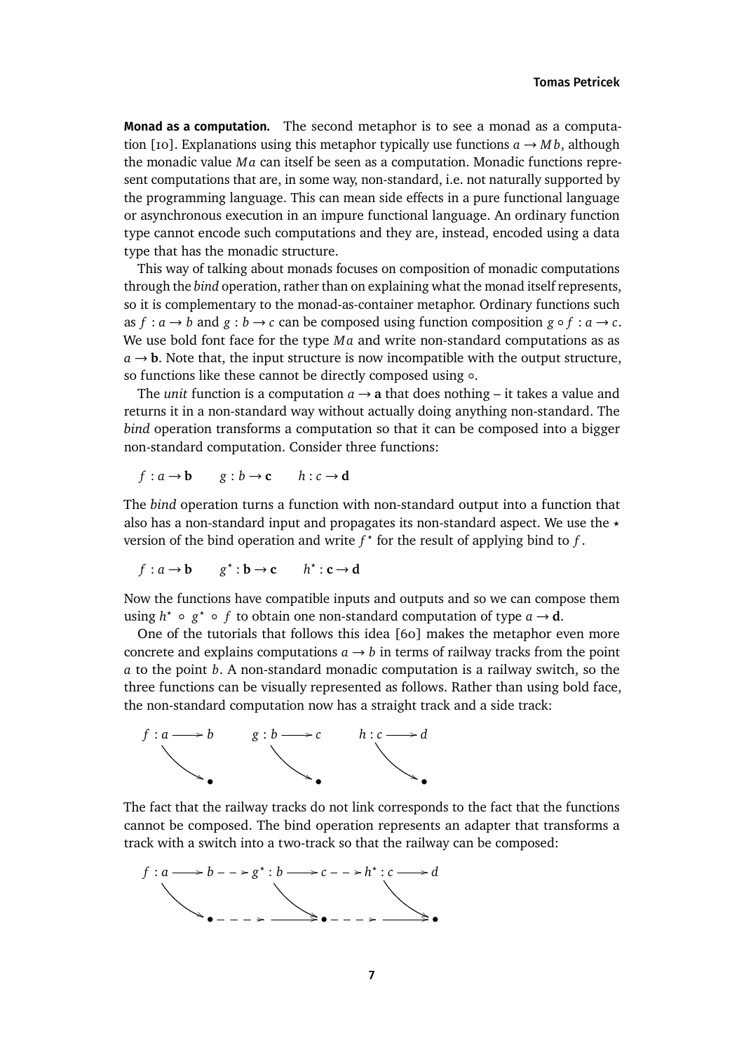**Monad as a computation.** The second metaphor is to see a monad as a computation [10]. Explanations using this metaphor typically use functions $a \to M\,b$, although the monadic value $M\,a$ can itself be seen as a computation. Monadic functions represent computations that are, in some way, non-standard, i.e. not naturally supported by the programming language. This can mean side effects in a pure functional language or asynchronous execution in an impure functional language. An ordinary function type cannot encode such computations and they are, instead, encoded using a data type that has the monadic structure.

This way of talking about monads focuses on composition of monadic computations through the *bind* operation, rather than on explaining what the monad itself represents, so it is complementary to the monad-as-container metaphor. Ordinary functions such as $f : a \to b$ and $g : b \to c$ can be composed using function composition $g \circ f : a \to c$. We use bold font face for the type $M\,a$ and write non-standard computations as as $a \to \mathbf{b}$. Note that, the input structure is now incompatible with the output structure, so functions like these cannot be directly composed using $\circ$.

The *unit* function is a computation $a \to \mathbf{a}$ that does nothing – it takes a value and returns it in a non-standard way without actually doing anything non-standard. The *bind* operation transforms a computation so that it can be composed into a bigger non-standard computation. Consider three functions:

$$f : a \to \mathbf{b} \qquad g : b \to \mathbf{c} \qquad h : c \to \mathbf{d}$$

The *bind* operation turns a function with non-standard output into a function that also has a non-standard input and propagates its non-standard aspect. We use the $\star$ version of the bind operation and write $f^\star$ for the result of applying bind to $f$.

$$f : a \to \mathbf{b} \qquad g^\star : \mathbf{b} \to \mathbf{c} \qquad h^\star : \mathbf{c} \to \mathbf{d}$$

Now the functions have compatible inputs and outputs and so we can compose them using $h^\star \circ g^\star \circ f$ to obtain one non-standard computation of type $a \to \mathbf{d}$.

One of the tutorials that follows this idea [60] makes the metaphor even more concrete and explains computations $a \to b$ in terms of railway tracks from the point $a$ to the point $b$. A non-standard monadic computation is a railway switch, so the three functions can be visually represented as follows. Rather than using bold face, the non-standard computation now has a straight track and a side track:

$f : a \longrightarrow b$ (side track to $\bullet$) $\qquad g : b \longrightarrow c$ (side track to $\bullet$) $\qquad h : c \longrightarrow d$ (side track to $\bullet$)

The fact that the railway tracks do not link corresponds to the fact that the functions cannot be composed. The bind operation represents an adapter that transforms a track with a switch into a two-track so that the railway can be composed:

$f : a \longrightarrow b \dashrightarrow g^\star : b \longrightarrow c \dashrightarrow h^\star : c \longrightarrow d$ (with side tracks $\bullet \dashrightarrow \longrightarrow \bullet \dashrightarrow \longrightarrow \bullet$)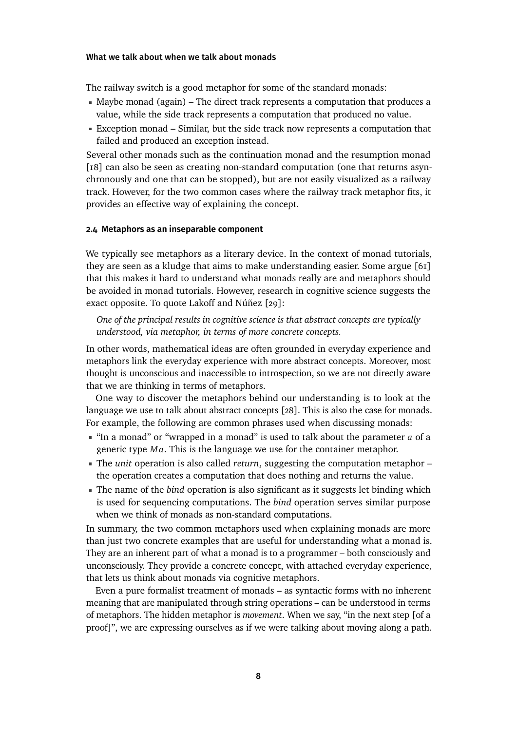The railway switch is a good metaphor for some of the standard monads:

- Maybe monad (again) – The direct track represents a computation that produces a value, while the side track represents a computation that produced no value.
- Exception monad – Similar, but the side track now represents a computation that failed and produced an exception instead.

Several other monads such as the continuation monad and the resumption monad [18] can also be seen as creating non-standard computation (one that returns asynchronously and one that can be stopped), but are not easily visualized as a railway track. However, for the two common cases where the railway track metaphor fits, it provides an effective way of explaining the concept.

### 2.4 Metaphors as an inseparable component

We typically see metaphors as a literary device. In the context of monad tutorials, they are seen as a kludge that aims to make understanding easier. Some argue [61] that this makes it hard to understand what monads really are and metaphors should be avoided in monad tutorials. However, research in cognitive science suggests the exact opposite. To quote Lakoff and Núñez [29]:

> *One of the principal results in cognitive science is that abstract concepts are typically understood, via metaphor, in terms of more concrete concepts.*

In other words, mathematical ideas are often grounded in everyday experience and metaphors link the everyday experience with more abstract concepts. Moreover, most thought is unconscious and inaccessible to introspection, so we are not directly aware that we are thinking in terms of metaphors.

One way to discover the metaphors behind our understanding is to look at the language we use to talk about abstract concepts [28]. This is also the case for monads. For example, the following are common phrases used when discussing monads:

- "In a monad" or "wrapped in a monad" is used to talk about the parameter $a$ of a generic type $M\,a$. This is the language we use for the container metaphor.
- The *unit* operation is also called *return*, suggesting the computation metaphor – the operation creates a computation that does nothing and returns the value.
- The name of the *bind* operation is also significant as it suggests let binding which is used for sequencing computations. The *bind* operation serves similar purpose when we think of monads as non-standard computations.

In summary, the two common metaphors used when explaining monads are more than just two concrete examples that are useful for understanding what a monad is. They are an inherent part of what a monad is to a programmer – both consciously and unconsciously. They provide a concrete concept, with attached everyday experience, that lets us think about monads via cognitive metaphors.

Even a pure formalist treatment of monads – as syntactic forms with no inherent meaning that are manipulated through string operations – can be understood in terms of metaphors. The hidden metaphor is *movement*. When we say, "in the next step [of a proof]", we are expressing ourselves as if we were talking about moving along a path.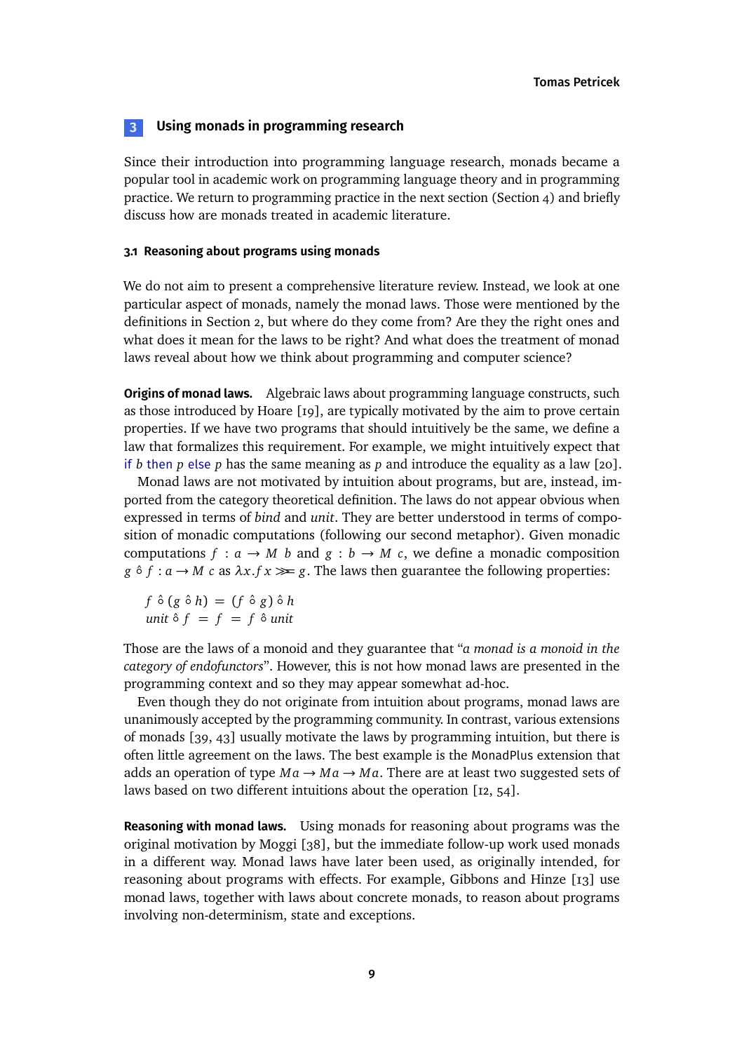## 3 Using monads in programming research

Since their introduction into programming language research, monads became a popular tool in academic work on programming language theory and in programming practice. We return to programming practice in the next section (Section 4) and briefly discuss how are monads treated in academic literature.

### 3.1 Reasoning about programs using monads

We do not aim to present a comprehensive literature review. Instead, we look at one particular aspect of monads, namely the monad laws. Those were mentioned by the definitions in Section 2, but where do they come from? Are they the right ones and what does it mean for the laws to be right? And what does the treatment of monad laws reveal about how we think about programming and computer science?

**Origins of monad laws.** Algebraic laws about programming language constructs, such as those introduced by Hoare [19], are typically motivated by the aim to prove certain properties. If we have two programs that should intuitively be the same, we define a law that formalizes this requirement. For example, we might intuitively expect that if $b$ then $p$ else $p$ has the same meaning as $p$ and introduce the equality as a law [20].

Monad laws are not motivated by intuition about programs, but are, instead, imported from the category theoretical definition. The laws do not appear obvious when expressed in terms of *bind* and *unit*. They are better understood in terms of composition of monadic computations (following our second metaphor). Given monadic computations $f : a \rightarrow M\ b$ and $g : b \rightarrow M\ c$, we define a monadic composition $g \hat{\circ} f : a \rightarrow M\ c$ as $\lambda x.f\,x \ggg g$. The laws then guarantee the following properties:

$$
\begin{aligned}
f \hat{\circ} (g \hat{\circ} h) \;&=\; (f \hat{\circ} g) \hat{\circ} h \\
\mathit{unit} \hat{\circ} f \;=\; f \;&=\; f \hat{\circ} \mathit{unit}
\end{aligned}
$$

Those are the laws of a monoid and they guarantee that "*a monad is a monoid in the category of endofunctors*". However, this is not how monad laws are presented in the programming context and so they may appear somewhat ad-hoc.

Even though they do not originate from intuition about programs, monad laws are unanimously accepted by the programming community. In contrast, various extensions of monads [39, 43] usually motivate the laws by programming intuition, but there is often little agreement on the laws. The best example is the MonadPlus extension that adds an operation of type $M a \rightarrow M a \rightarrow M a$. There are at least two suggested sets of laws based on two different intuitions about the operation [12, 54].

**Reasoning with monad laws.** Using monads for reasoning about programs was the original motivation by Moggi [38], but the immediate follow-up work used monads in a different way. Monad laws have later been used, as originally intended, for reasoning about programs with effects. For example, Gibbons and Hinze [13] use monad laws, together with laws about concrete monads, to reason about programs involving non-determinism, state and exceptions.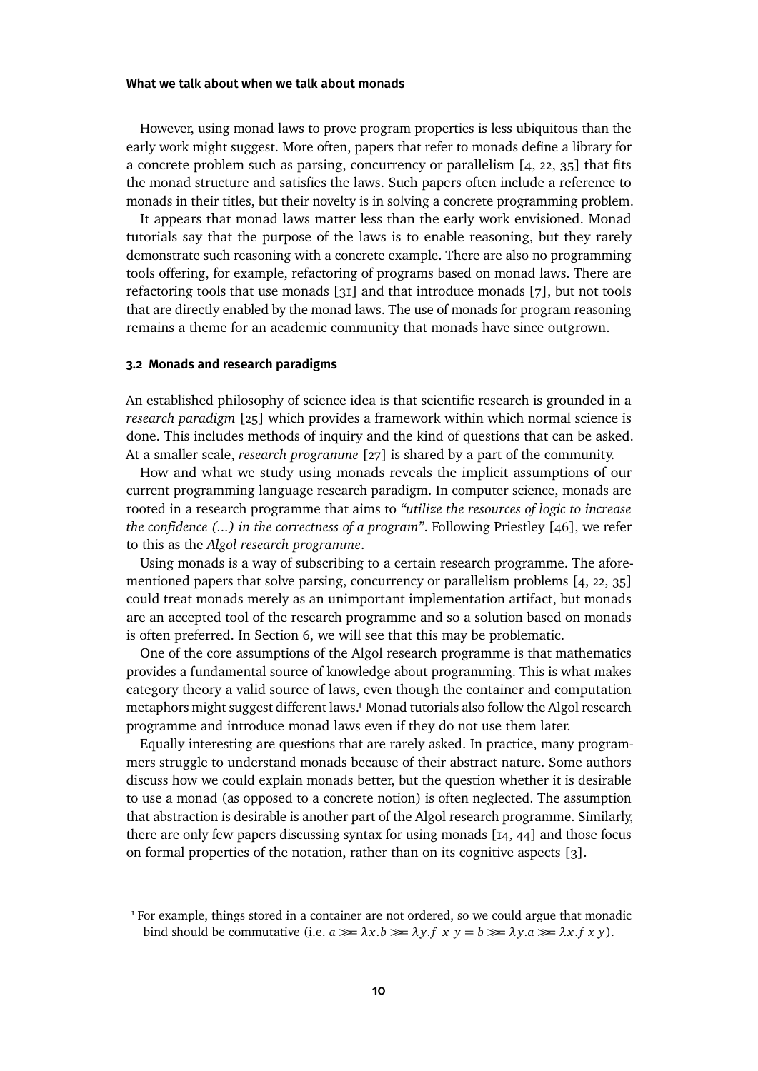However, using monad laws to prove program properties is less ubiquitous than the early work might suggest. More often, papers that refer to monads define a library for a concrete problem such as parsing, concurrency or parallelism [4, 22, 35] that fits the monad structure and satisfies the laws. Such papers often include a reference to monads in their titles, but their novelty is in solving a concrete programming problem.

It appears that monad laws matter less than the early work envisioned. Monad tutorials say that the purpose of the laws is to enable reasoning, but they rarely demonstrate such reasoning with a concrete example. There are also no programming tools offering, for example, refactoring of programs based on monad laws. There are refactoring tools that use monads [31] and that introduce monads [7], but not tools that are directly enabled by the monad laws. The use of monads for program reasoning remains a theme for an academic community that monads have since outgrown.

### 3.2 Monads and research paradigms

An established philosophy of science idea is that scientific research is grounded in a *research paradigm* [25] which provides a framework within which normal science is done. This includes methods of inquiry and the kind of questions that can be asked. At a smaller scale, *research programme* [27] is shared by a part of the community.

How and what we study using monads reveals the implicit assumptions of our current programming language research paradigm. In computer science, monads are rooted in a research programme that aims to *"utilize the resources of logic to increase the confidence (...) in the correctness of a program"*. Following Priestley [46], we refer to this as the *Algol research programme*.

Using monads is a way of subscribing to a certain research programme. The aforementioned papers that solve parsing, concurrency or parallelism problems [4, 22, 35] could treat monads merely as an unimportant implementation artifact, but monads are an accepted tool of the research programme and so a solution based on monads is often preferred. In Section 6, we will see that this may be problematic.

One of the core assumptions of the Algol research programme is that mathematics provides a fundamental source of knowledge about programming. This is what makes category theory a valid source of laws, even though the container and computation metaphors might suggest different laws.[1] Monad tutorials also follow the Algol research programme and introduce monad laws even if they do not use them later.

Equally interesting are questions that are rarely asked. In practice, many programmers struggle to understand monads because of their abstract nature. Some authors discuss how we could explain monads better, but the question whether it is desirable to use a monad (as opposed to a concrete notion) is often neglected. The assumption that abstraction is desirable is another part of the Algol research programme. Similarly, there are only few papers discussing syntax for using monads [14, 44] and those focus on formal properties of the notation, rather than on its cognitive aspects [3].

---

[1] For example, things stored in a container are not ordered, so we could argue that monadic bind should be commutative (i.e. $a \gg\!= \lambda x.b \gg\!= \lambda y.f\ x\ y = b \gg\!= \lambda y.a \gg\!= \lambda x.f\ x\ y$).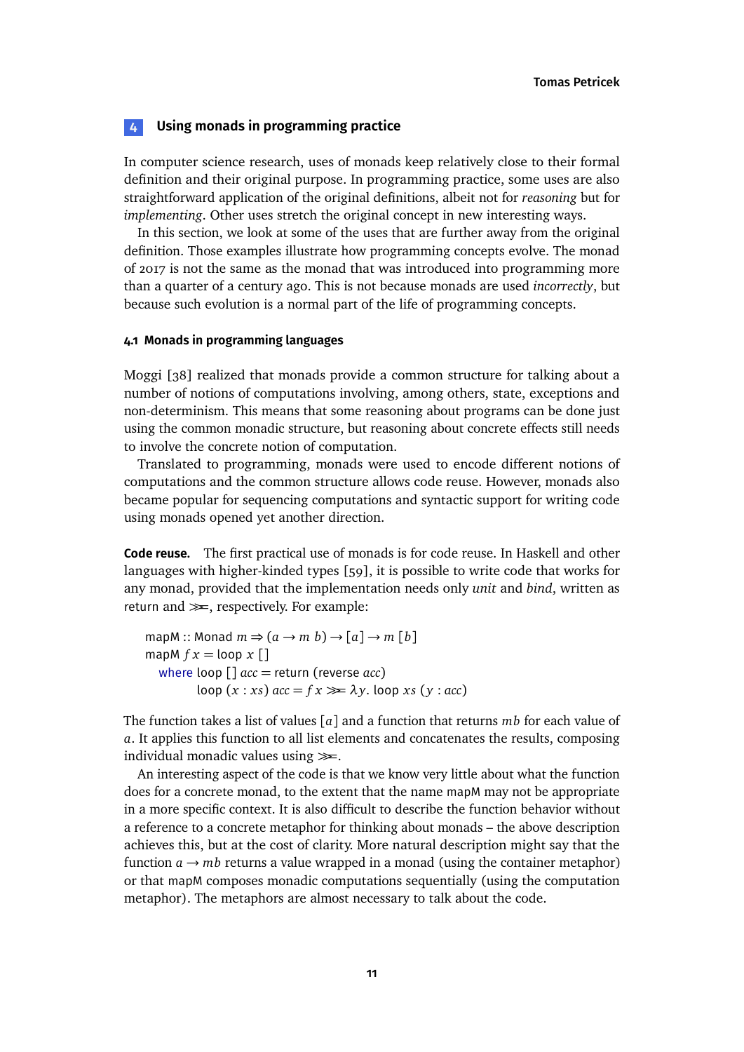## 4 Using monads in programming practice

In computer science research, uses of monads keep relatively close to their formal definition and their original purpose. In programming practice, some uses are also straightforward application of the original definitions, albeit not for *reasoning* but for *implementing*. Other uses stretch the original concept in new interesting ways.

In this section, we look at some of the uses that are further away from the original definition. Those examples illustrate how programming concepts evolve. The monad of 2017 is not the same as the monad that was introduced into programming more than a quarter of a century ago. This is not because monads are used *incorrectly*, but because such evolution is a normal part of the life of programming concepts.

### 4.1 Monads in programming languages

Moggi [38] realized that monads provide a common structure for talking about a number of notions of computations involving, among others, state, exceptions and non-determinism. This means that some reasoning about programs can be done just using the common monadic structure, but reasoning about concrete effects still needs to involve the concrete notion of computation.

Translated to programming, monads were used to encode different notions of computations and the common structure allows code reuse. However, monads also became popular for sequencing computations and syntactic support for writing code using monads opened yet another direction.

**Code reuse.** The first practical use of monads is for code reuse. In Haskell and other languages with higher-kinded types [59], it is possible to write code that works for any monad, provided that the implementation needs only *unit* and *bind*, written as return and ≫=, respectively. For example:

```
mapM :: Monad m ⇒ (a → m b) → [a] → m [b]
mapM f x = loop x []
  where loop [] acc = return (reverse acc)
        loop (x : xs) acc = f x ≫= λy. loop xs (y : acc)
```

The function takes a list of values $[a]$ and a function that returns $mb$ for each value of $a$. It applies this function to all list elements and concatenates the results, composing individual monadic values using ≫=.

An interesting aspect of the code is that we know very little about what the function does for a concrete monad, to the extent that the name mapM may not be appropriate in a more specific context. It is also difficult to describe the function behavior without a reference to a concrete metaphor for thinking about monads – the above description achieves this, but at the cost of clarity. More natural description might say that the function $a \to mb$ returns a value wrapped in a monad (using the container metaphor) or that mapM composes monadic computations sequentially (using the computation metaphor). The metaphors are almost necessary to talk about the code.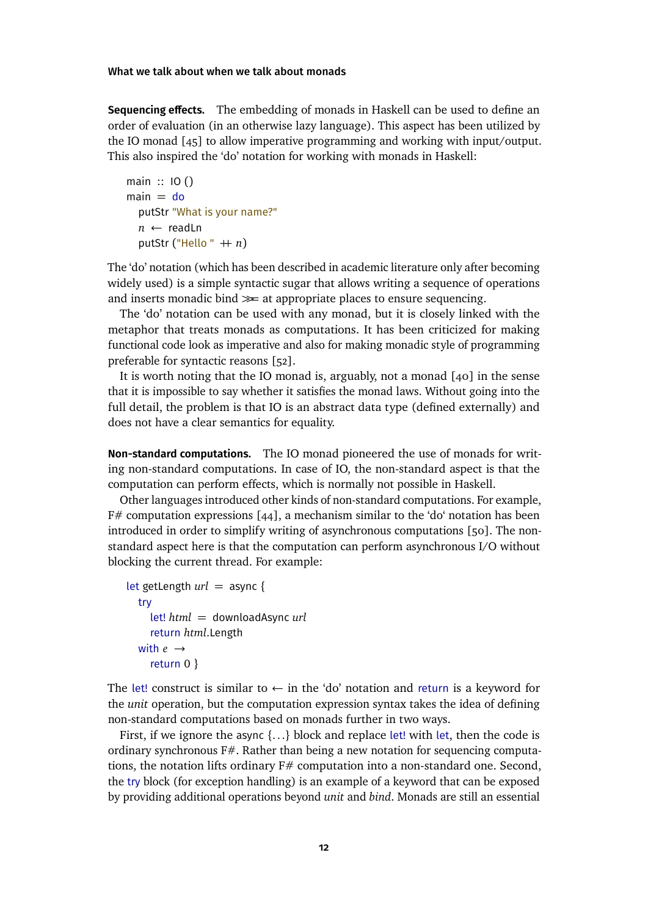**Sequencing effects.** The embedding of monads in Haskell can be used to define an order of evaluation (in an otherwise lazy language). This aspect has been utilized by the IO monad [45] to allow imperative programming and working with input/output. This also inspired the 'do' notation for working with monads in Haskell:

```
main :: IO ()
main = do
  putStr "What is your name?"
  n ← readLn
  putStr ("Hello " ++ n)
```

The 'do' notation (which has been described in academic literature only after becoming widely used) is a simple syntactic sugar that allows writing a sequence of operations and inserts monadic bind ≫= at appropriate places to ensure sequencing.

The 'do' notation can be used with any monad, but it is closely linked with the metaphor that treats monads as computations. It has been criticized for making functional code look as imperative and also for making monadic style of programming preferable for syntactic reasons [52].

It is worth noting that the IO monad is, arguably, not a monad [40] in the sense that it is impossible to say whether it satisfies the monad laws. Without going into the full detail, the problem is that IO is an abstract data type (defined externally) and does not have a clear semantics for equality.

**Non-standard computations.** The IO monad pioneered the use of monads for writing non-standard computations. In case of IO, the non-standard aspect is that the computation can perform effects, which is normally not possible in Haskell.

Other languages introduced other kinds of non-standard computations. For example, F# computation expressions [44], a mechanism similar to the 'do' notation has been introduced in order to simplify writing of asynchronous computations [50]. The non-standard aspect here is that the computation can perform asynchronous I/O without blocking the current thread. For example:

```
let getLength url = async {
  try
    let! html = downloadAsync url
    return html.Length
  with e →
    return 0 }
```

The let! construct is similar to ← in the 'do' notation and return is a keyword for the *unit* operation, but the computation expression syntax takes the idea of defining non-standard computations based on monads further in two ways.

First, if we ignore the async {...} block and replace let! with let, then the code is ordinary synchronous F#. Rather than being a new notation for sequencing computations, the notation lifts ordinary F# computation into a non-standard one. Second, the try block (for exception handling) is an example of a keyword that can be exposed by providing additional operations beyond *unit* and *bind*. Monads are still an essential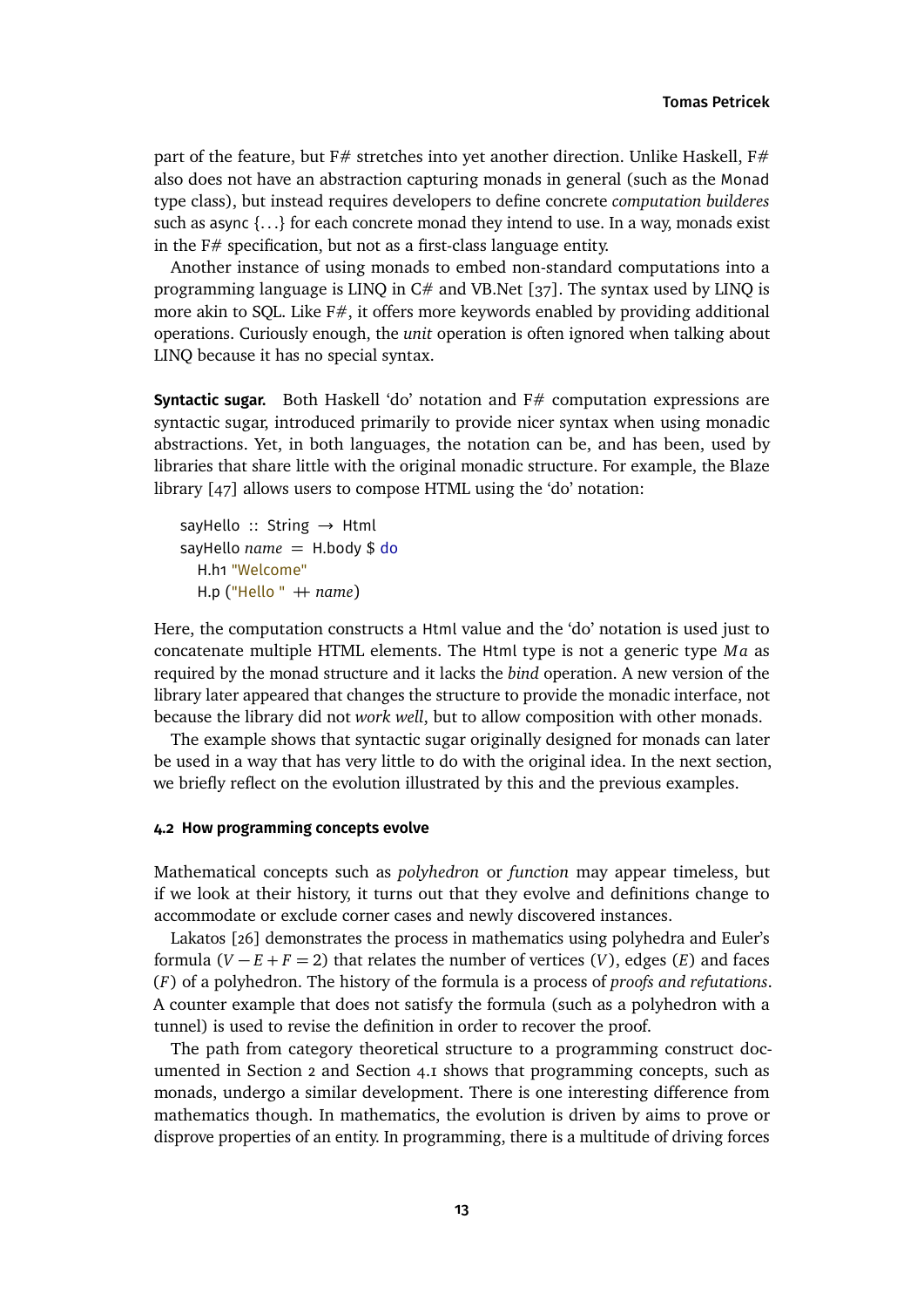part of the feature, but F# stretches into yet another direction. Unlike Haskell, F# also does not have an abstraction capturing monads in general (such as the `Monad` type class), but instead requires developers to define concrete *computation builderes* such as async {...} for each concrete monad they intend to use. In a way, monads exist in the F# specification, but not as a first-class language entity.

Another instance of using monads to embed non-standard computations into a programming language is LINQ in C# and VB.Net [37]. The syntax used by LINQ is more akin to SQL. Like F#, it offers more keywords enabled by providing additional operations. Curiously enough, the *unit* operation is often ignored when talking about LINQ because it has no special syntax.

**Syntactic sugar.** Both Haskell 'do' notation and F# computation expressions are syntactic sugar, introduced primarily to provide nicer syntax when using monadic abstractions. Yet, in both languages, the notation can be, and has been, used by libraries that share little with the original monadic structure. For example, the Blaze library [47] allows users to compose HTML using the 'do' notation:

```
sayHello :: String → Html
sayHello name = H.body $ do
  H.h1 "Welcome"
  H.p ("Hello " ++ name)
```

Here, the computation constructs a `Html` value and the 'do' notation is used just to concatenate multiple HTML elements. The `Html` type is not a generic type $M a$ as required by the monad structure and it lacks the *bind* operation. A new version of the library later appeared that changes the structure to provide the monadic interface, not because the library did not *work well*, but to allow composition with other monads.

The example shows that syntactic sugar originally designed for monads can later be used in a way that has very little to do with the original idea. In the next section, we briefly reflect on the evolution illustrated by this and the previous examples.

### 4.2 How programming concepts evolve

Mathematical concepts such as *polyhedron* or *function* may appear timeless, but if we look at their history, it turns out that they evolve and definitions change to accommodate or exclude corner cases and newly discovered instances.

Lakatos [26] demonstrates the process in mathematics using polyhedra and Euler's formula ($V - E + F = 2$) that relates the number of vertices ($V$), edges ($E$) and faces ($F$) of a polyhedron. The history of the formula is a process of *proofs and refutations*. A counter example that does not satisfy the formula (such as a polyhedron with a tunnel) is used to revise the definition in order to recover the proof.

The path from category theoretical structure to a programming construct documented in Section 2 and Section 4.1 shows that programming concepts, such as monads, undergo a similar development. There is one interesting difference from mathematics though. In mathematics, the evolution is driven by aims to prove or disprove properties of an entity. In programming, there is a multitude of driving forces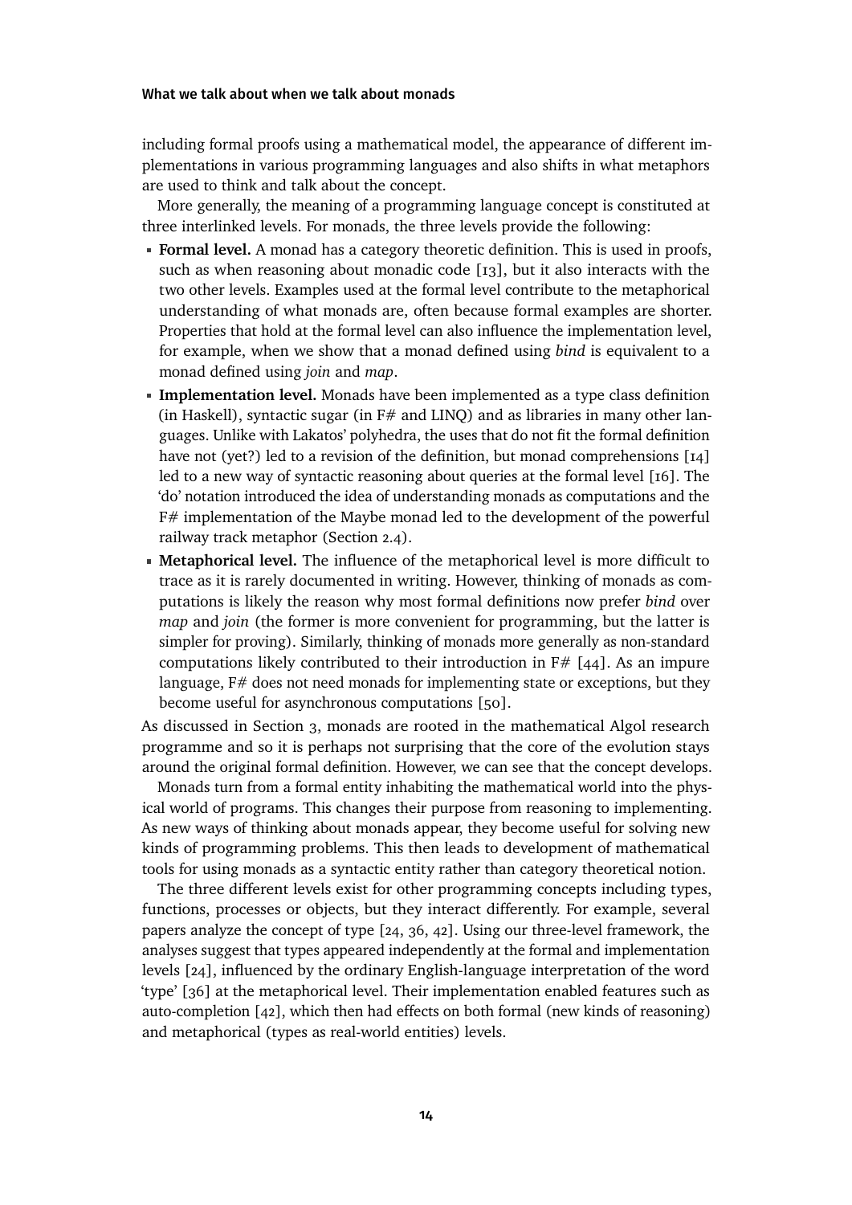including formal proofs using a mathematical model, the appearance of different implementations in various programming languages and also shifts in what metaphors are used to think and talk about the concept.

More generally, the meaning of a programming language concept is constituted at three interlinked levels. For monads, the three levels provide the following:

- **Formal level.** A monad has a category theoretic definition. This is used in proofs, such as when reasoning about monadic code [13], but it also interacts with the two other levels. Examples used at the formal level contribute to the metaphorical understanding of what monads are, often because formal examples are shorter. Properties that hold at the formal level can also influence the implementation level, for example, when we show that a monad defined using *bind* is equivalent to a monad defined using *join* and *map*.
- **Implementation level.** Monads have been implemented as a type class definition (in Haskell), syntactic sugar (in F# and LINQ) and as libraries in many other languages. Unlike with Lakatos' polyhedra, the uses that do not fit the formal definition have not (yet?) led to a revision of the definition, but monad comprehensions [14] led to a new way of syntactic reasoning about queries at the formal level [16]. The 'do' notation introduced the idea of understanding monads as computations and the F# implementation of the Maybe monad led to the development of the powerful railway track metaphor (Section 2.4).
- **Metaphorical level.** The influence of the metaphorical level is more difficult to trace as it is rarely documented in writing. However, thinking of monads as computations is likely the reason why most formal definitions now prefer *bind* over *map* and *join* (the former is more convenient for programming, but the latter is simpler for proving). Similarly, thinking of monads more generally as non-standard computations likely contributed to their introduction in F# [44]. As an impure language, F# does not need monads for implementing state or exceptions, but they become useful for asynchronous computations [50].

As discussed in Section 3, monads are rooted in the mathematical Algol research programme and so it is perhaps not surprising that the core of the evolution stays around the original formal definition. However, we can see that the concept develops.

Monads turn from a formal entity inhabiting the mathematical world into the physical world of programs. This changes their purpose from reasoning to implementing. As new ways of thinking about monads appear, they become useful for solving new kinds of programming problems. This then leads to development of mathematical tools for using monads as a syntactic entity rather than category theoretical notion.

The three different levels exist for other programming concepts including types, functions, processes or objects, but they interact differently. For example, several papers analyze the concept of type [24, 36, 42]. Using our three-level framework, the analyses suggest that types appeared independently at the formal and implementation levels [24], influenced by the ordinary English-language interpretation of the word 'type' [36] at the metaphorical level. Their implementation enabled features such as auto-completion [42], which then had effects on both formal (new kinds of reasoning) and metaphorical (types as real-world entities) levels.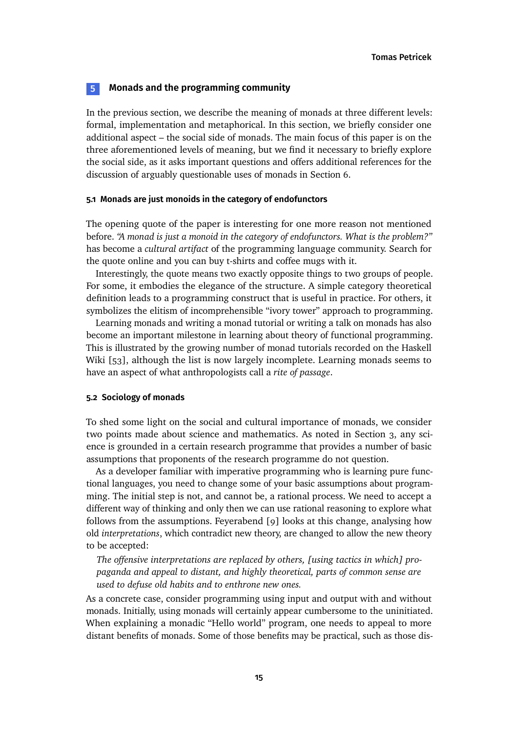## 5 Monads and the programming community

In the previous section, we describe the meaning of monads at three different levels: formal, implementation and metaphorical. In this section, we briefly consider one additional aspect – the social side of monads. The main focus of this paper is on the three aforementioned levels of meaning, but we find it necessary to briefly explore the social side, as it asks important questions and offers additional references for the discussion of arguably questionable uses of monads in Section 6.

### 5.1 Monads are just monoids in the category of endofunctors

The opening quote of the paper is interesting for one more reason not mentioned before. *"A monad is just a monoid in the category of endofunctors. What is the problem?"* has become a *cultural artifact* of the programming language community. Search for the quote online and you can buy t-shirts and coffee mugs with it.

Interestingly, the quote means two exactly opposite things to two groups of people. For some, it embodies the elegance of the structure. A simple category theoretical definition leads to a programming construct that is useful in practice. For others, it symbolizes the elitism of incomprehensible "ivory tower" approach to programming.

Learning monads and writing a monad tutorial or writing a talk on monads has also become an important milestone in learning about theory of functional programming. This is illustrated by the growing number of monad tutorials recorded on the Haskell Wiki [53], although the list is now largely incomplete. Learning monads seems to have an aspect of what anthropologists call a *rite of passage*.

### 5.2 Sociology of monads

To shed some light on the social and cultural importance of monads, we consider two points made about science and mathematics. As noted in Section 3, any science is grounded in a certain research programme that provides a number of basic assumptions that proponents of the research programme do not question.

As a developer familiar with imperative programming who is learning pure functional languages, you need to change some of your basic assumptions about programming. The initial step is not, and cannot be, a rational process. We need to accept a different way of thinking and only then we can use rational reasoning to explore what follows from the assumptions. Feyerabend [9] looks at this change, analysing how old *interpretations*, which contradict new theory, are changed to allow the new theory to be accepted:

> *The offensive interpretations are replaced by others, [using tactics in which] propaganda and appeal to distant, and highly theoretical, parts of common sense are used to defuse old habits and to enthrone new ones.*

As a concrete case, consider programming using input and output with and without monads. Initially, using monads will certainly appear cumbersome to the uninitiated. When explaining a monadic "Hello world" program, one needs to appeal to more distant benefits of monads. Some of those benefits may be practical, such as those dis-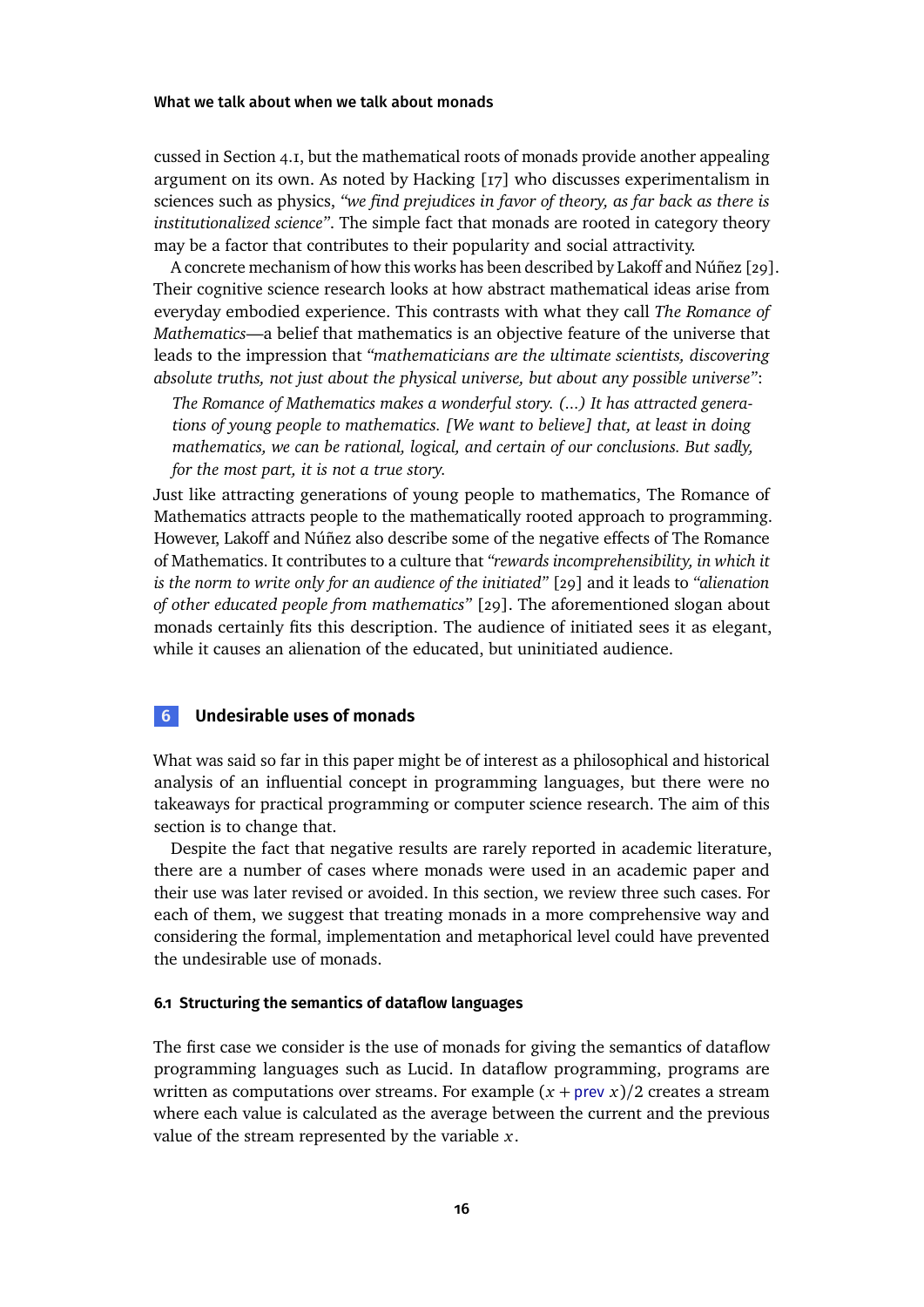cussed in Section 4.1, but the mathematical roots of monads provide another appealing argument on its own. As noted by Hacking [17] who discusses experimentalism in sciences such as physics, *"we find prejudices in favor of theory, as far back as there is institutionalized science"*. The simple fact that monads are rooted in category theory may be a factor that contributes to their popularity and social attractivity.

A concrete mechanism of how this works has been described by Lakoff and Núñez [29]. Their cognitive science research looks at how abstract mathematical ideas arise from everyday embodied experience. This contrasts with what they call *The Romance of Mathematics*—a belief that mathematics is an objective feature of the universe that leads to the impression that *"mathematicians are the ultimate scientists, discovering absolute truths, not just about the physical universe, but about any possible universe"*:

> *The Romance of Mathematics makes a wonderful story. (...) It has attracted generations of young people to mathematics. [We want to believe] that, at least in doing mathematics, we can be rational, logical, and certain of our conclusions. But sadly, for the most part, it is not a true story.*

Just like attracting generations of young people to mathematics, The Romance of Mathematics attracts people to the mathematically rooted approach to programming. However, Lakoff and Núñez also describe some of the negative effects of The Romance of Mathematics. It contributes to a culture that *"rewards incomprehensibility, in which it is the norm to write only for an audience of the initiated"* [29] and it leads to *"alienation of other educated people from mathematics"* [29]. The aforementioned slogan about monads certainly fits this description. The audience of initiated sees it as elegant, while it causes an alienation of the educated, but uninitiated audience.

## 6 Undesirable uses of monads

What was said so far in this paper might be of interest as a philosophical and historical analysis of an influential concept in programming languages, but there were no takeaways for practical programming or computer science research. The aim of this section is to change that.

Despite the fact that negative results are rarely reported in academic literature, there are a number of cases where monads were used in an academic paper and their use was later revised or avoided. In this section, we review three such cases. For each of them, we suggest that treating monads in a more comprehensive way and considering the formal, implementation and metaphorical level could have prevented the undesirable use of monads.

### 6.1 Structuring the semantics of dataflow languages

The first case we consider is the use of monads for giving the semantics of dataflow programming languages such as Lucid. In dataflow programming, programs are written as computations over streams. For example $(x + \text{prev}\ x)/2$ creates a stream where each value is calculated as the average between the current and the previous value of the stream represented by the variable $x$.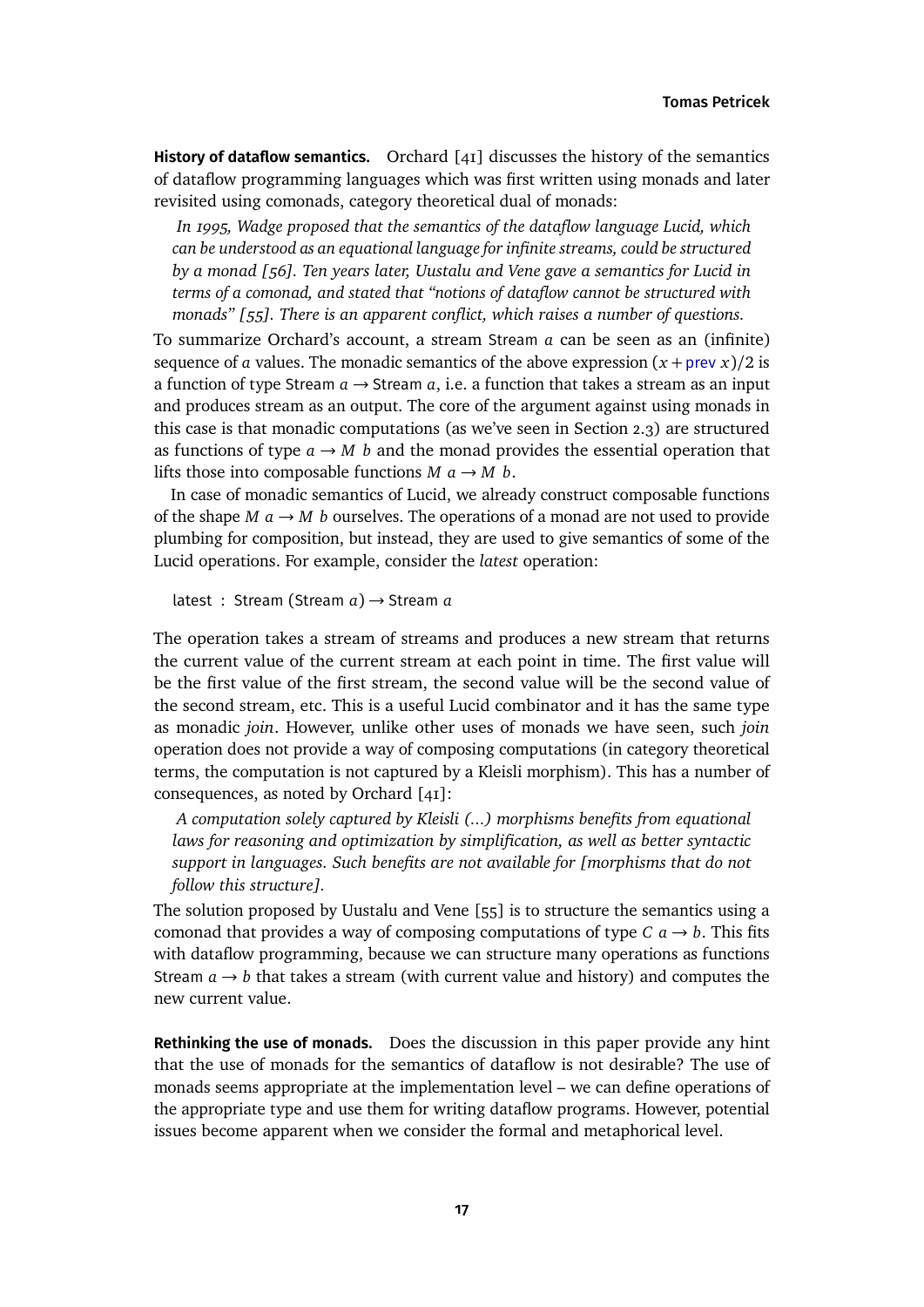**History of dataflow semantics.** Orchard [41] discusses the history of the semantics of dataflow programming languages which was first written using monads and later revisited using comonads, category theoretical dual of monads:

> *In 1995, Wadge proposed that the semantics of the dataflow language Lucid, which can be understood as an equational language for infinite streams, could be structured by a monad [56]. Ten years later, Uustalu and Vene gave a semantics for Lucid in terms of a comonad, and stated that "notions of dataflow cannot be structured with monads" [55]. There is an apparent conflict, which raises a number of questions.*

To summarize Orchard's account, a stream Stream $a$ can be seen as an (infinite) sequence of $a$ values. The monadic semantics of the above expression $(x + \text{prev}\ x)/2$ is a function of type Stream $a \rightarrow$ Stream $a$, i.e. a function that takes a stream as an input and produces stream as an output. The core of the argument against using monads in this case is that monadic computations (as we've seen in Section 2.3) are structured as functions of type $a \rightarrow M\ b$ and the monad provides the essential operation that lifts those into composable functions $M\ a \rightarrow M\ b$.

In case of monadic semantics of Lucid, we already construct composable functions of the shape $M\ a \rightarrow M\ b$ ourselves. The operations of a monad are not used to provide plumbing for composition, but instead, they are used to give semantics of some of the Lucid operations. For example, consider the *latest* operation:

```
latest : Stream (Stream a) → Stream a
```

The operation takes a stream of streams and produces a new stream that returns the current value of the current stream at each point in time. The first value will be the first value of the first stream, the second value will be the second value of the second stream, etc. This is a useful Lucid combinator and it has the same type as monadic *join*. However, unlike other uses of monads we have seen, such *join* operation does not provide a way of composing computations (in category theoretical terms, the computation is not captured by a Kleisli morphism). This has a number of consequences, as noted by Orchard [41]:

> *A computation solely captured by Kleisli (...) morphisms benefits from equational laws for reasoning and optimization by simplification, as well as better syntactic support in languages. Such benefits are not available for [morphisms that do not follow this structure].*

The solution proposed by Uustalu and Vene [55] is to structure the semantics using a comonad that provides a way of composing computations of type $C\ a \rightarrow b$. This fits with dataflow programming, because we can structure many operations as functions Stream $a \rightarrow b$ that takes a stream (with current value and history) and computes the new current value.

**Rethinking the use of monads.** Does the discussion in this paper provide any hint that the use of monads for the semantics of dataflow is not desirable? The use of monads seems appropriate at the implementation level – we can define operations of the appropriate type and use them for writing dataflow programs. However, potential issues become apparent when we consider the formal and metaphorical level.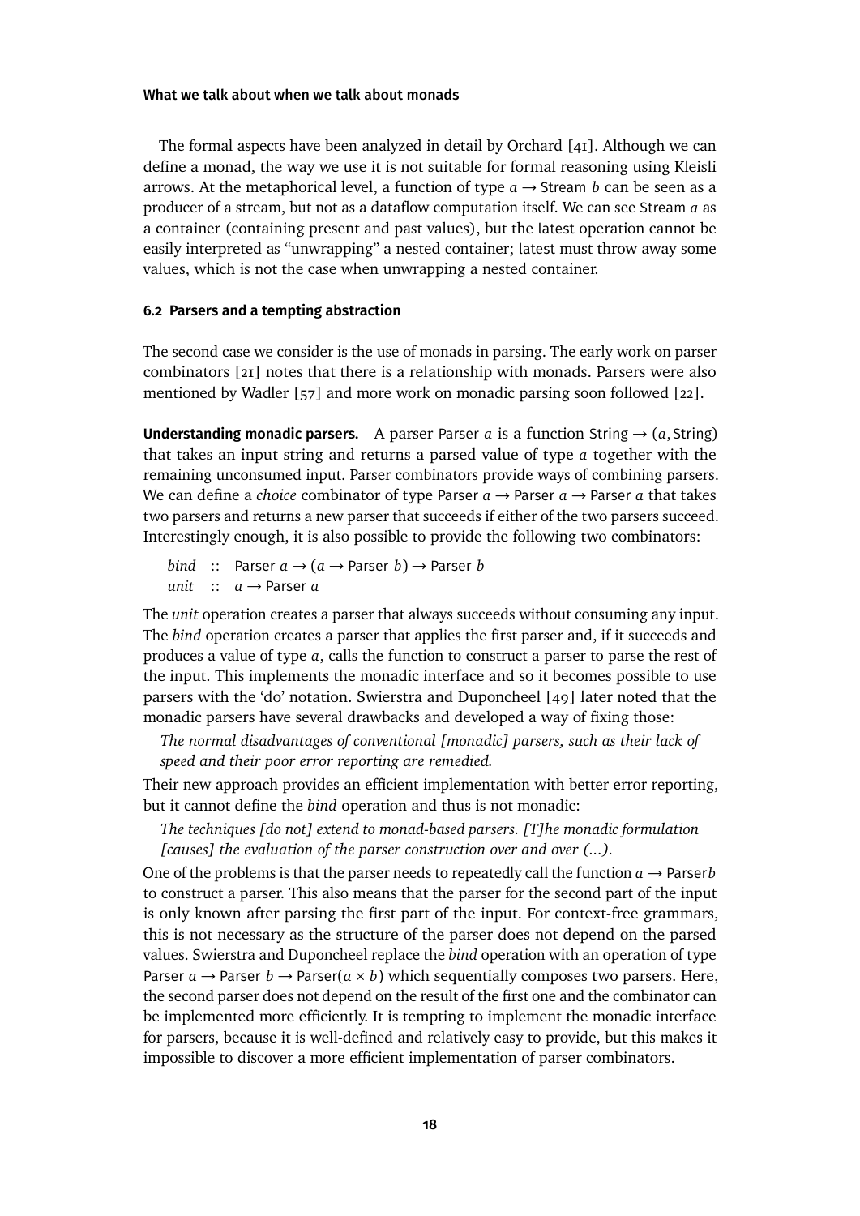The formal aspects have been analyzed in detail by Orchard [41]. Although we can define a monad, the way we use it is not suitable for formal reasoning using Kleisli arrows. At the metaphorical level, a function of type $a \rightarrow \text{Stream } b$ can be seen as a producer of a stream, but not as a dataflow computation itself. We can see Stream $a$ as a container (containing present and past values), but the latest operation cannot be easily interpreted as "unwrapping" a nested container; latest must throw away some values, which is not the case when unwrapping a nested container.

### 6.2 Parsers and a tempting abstraction

The second case we consider is the use of monads in parsing. The early work on parser combinators [21] notes that there is a relationship with monads. Parsers were also mentioned by Wadler [57] and more work on monadic parsing soon followed [22].

**Understanding monadic parsers.** A parser Parser $a$ is a function $\text{String} \rightarrow (a, \text{String})$ that takes an input string and returns a parsed value of type $a$ together with the remaining unconsumed input. Parser combinators provide ways of combining parsers. We can define a *choice* combinator of type $\text{Parser } a \rightarrow \text{Parser } a \rightarrow \text{Parser } a$ that takes two parsers and returns a new parser that succeeds if either of the two parsers succeed. Interestingly enough, it is also possible to provide the following two combinators:

$$
\begin{aligned}
\textit{bind} &:: \text{Parser } a \rightarrow (a \rightarrow \text{Parser } b) \rightarrow \text{Parser } b \\
\textit{unit} &:: a \rightarrow \text{Parser } a
\end{aligned}
$$

The *unit* operation creates a parser that always succeeds without consuming any input. The *bind* operation creates a parser that applies the first parser and, if it succeeds and produces a value of type $a$, calls the function to construct a parser to parse the rest of the input. This implements the monadic interface and so it becomes possible to use parsers with the 'do' notation. Swierstra and Duponcheel [49] later noted that the monadic parsers have several drawbacks and developed a way of fixing those:

> *The normal disadvantages of conventional [monadic] parsers, such as their lack of speed and their poor error reporting are remedied.*

Their new approach provides an efficient implementation with better error reporting, but it cannot define the *bind* operation and thus is not monadic:

> *The techniques [do not] extend to monad-based parsers. [T]he monadic formulation [causes] the evaluation of the parser construction over and over (...).*

One of the problems is that the parser needs to repeatedly call the function $a \rightarrow \text{Parser} b$ to construct a parser. This also means that the parser for the second part of the input is only known after parsing the first part of the input. For context-free grammars, this is not necessary as the structure of the parser does not depend on the parsed values. Swierstra and Duponcheel replace the *bind* operation with an operation of type $\text{Parser } a \rightarrow \text{Parser } b \rightarrow \text{Parser}(a \times b)$ which sequentially composes two parsers. Here, the second parser does not depend on the result of the first one and the combinator can be implemented more efficiently. It is tempting to implement the monadic interface for parsers, because it is well-defined and relatively easy to provide, but this makes it impossible to discover a more efficient implementation of parser combinators.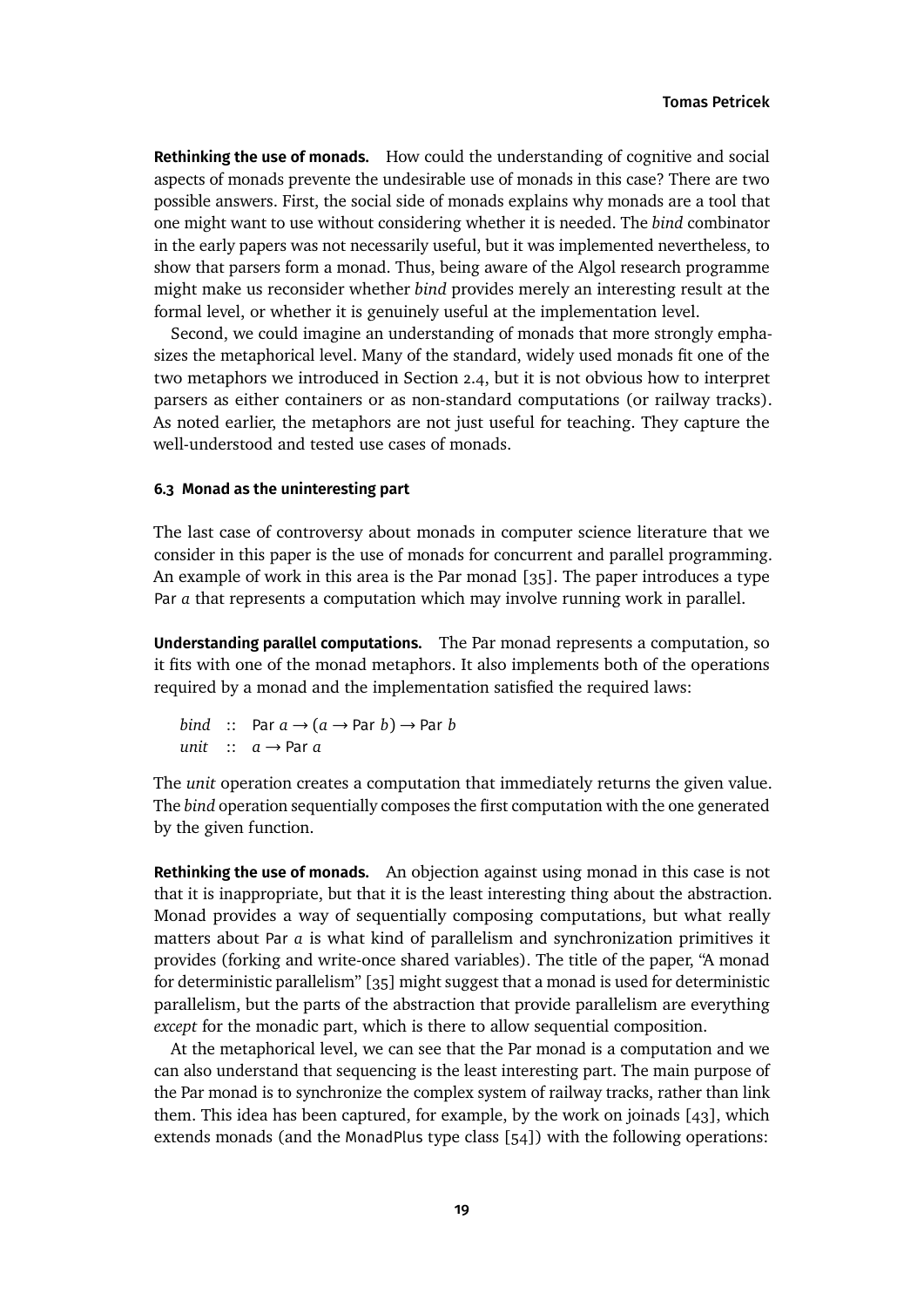**Rethinking the use of monads.** How could the understanding of cognitive and social aspects of monads prevente the undesirable use of monads in this case? There are two possible answers. First, the social side of monads explains why monads are a tool that one might want to use without considering whether it is needed. The *bind* combinator in the early papers was not necessarily useful, but it was implemented nevertheless, to show that parsers form a monad. Thus, being aware of the Algol research programme might make us reconsider whether *bind* provides merely an interesting result at the formal level, or whether it is genuinely useful at the implementation level.

Second, we could imagine an understanding of monads that more strongly emphasizes the metaphorical level. Many of the standard, widely used monads fit one of the two metaphors we introduced in Section 2.4, but it is not obvious how to interpret parsers as either containers or as non-standard computations (or railway tracks). As noted earlier, the metaphors are not just useful for teaching. They capture the well-understood and tested use cases of monads.

### 6.3 Monad as the uninteresting part

The last case of controversy about monads in computer science literature that we consider in this paper is the use of monads for concurrent and parallel programming. An example of work in this area is the Par monad [35]. The paper introduces a type `Par` $a$ that represents a computation which may involve running work in parallel.

**Understanding parallel computations.** The Par monad represents a computation, so it fits with one of the monad metaphors. It also implements both of the operations required by a monad and the implementation satisfied the required laws:

$$\begin{aligned} \mathit{bind} &:: \mathsf{Par}\ a \rightarrow (a \rightarrow \mathsf{Par}\ b) \rightarrow \mathsf{Par}\ b \\ \mathit{unit} &:: a \rightarrow \mathsf{Par}\ a \end{aligned}$$

The *unit* operation creates a computation that immediately returns the given value. The *bind* operation sequentially composes the first computation with the one generated by the given function.

**Rethinking the use of monads.** An objection against using monad in this case is not that it is inappropriate, but that it is the least interesting thing about the abstraction. Monad provides a way of sequentially composing computations, but what really matters about `Par` $a$ is what kind of parallelism and synchronization primitives it provides (forking and write-once shared variables). The title of the paper, "A monad for deterministic parallelism" [35] might suggest that a monad is used for deterministic parallelism, but the parts of the abstraction that provide parallelism are everything *except* for the monadic part, which is there to allow sequential composition.

At the metaphorical level, we can see that the Par monad is a computation and we can also understand that sequencing is the least interesting part. The main purpose of the Par monad is to synchronize the complex system of railway tracks, rather than link them. This idea has been captured, for example, by the work on joinads [43], which extends monads (and the `MonadPlus` type class [54]) with the following operations: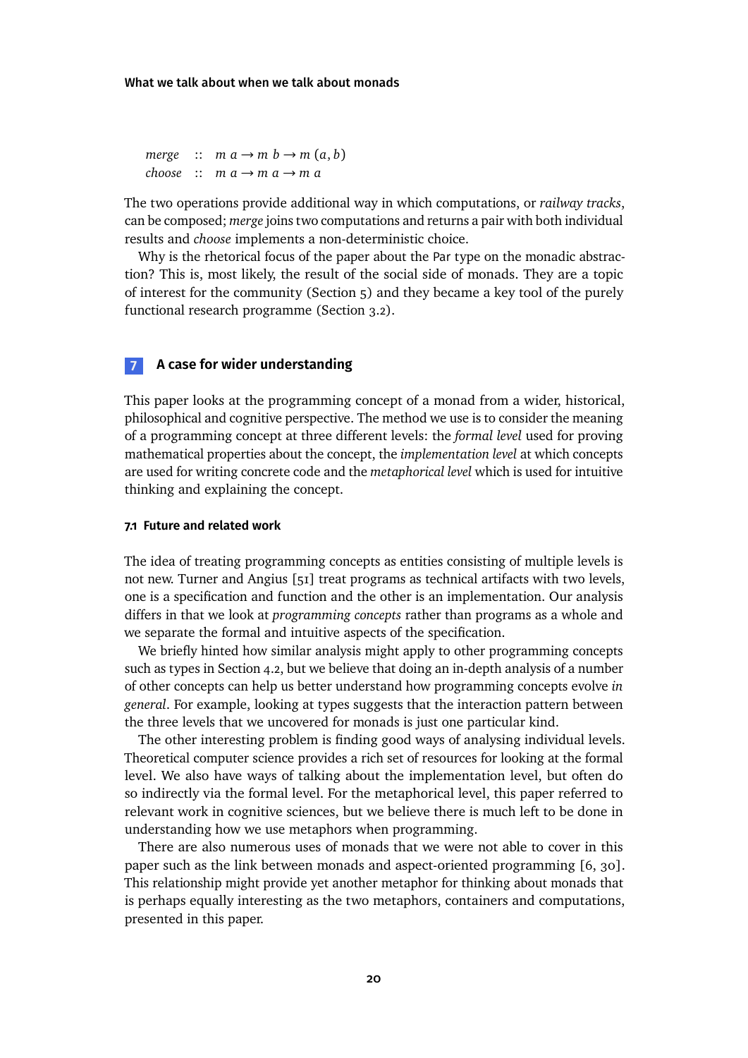$$
\begin{aligned}
\textit{merge} &:: m\ a \rightarrow m\ b \rightarrow m\ (a, b) \\
\textit{choose} &:: m\ a \rightarrow m\ a \rightarrow m\ a
\end{aligned}
$$

The two operations provide additional way in which computations, or *railway tracks*, can be composed; *merge* joins two computations and returns a pair with both individual results and *choose* implements a non-deterministic choice.

Why is the rhetorical focus of the paper about the Par type on the monadic abstraction? This is, most likely, the result of the social side of monads. They are a topic of interest for the community (Section 5) and they became a key tool of the purely functional research programme (Section 3.2).

## 7 A case for wider understanding

This paper looks at the programming concept of a monad from a wider, historical, philosophical and cognitive perspective. The method we use is to consider the meaning of a programming concept at three different levels: the *formal level* used for proving mathematical properties about the concept, the *implementation level* at which concepts are used for writing concrete code and the *metaphorical level* which is used for intuitive thinking and explaining the concept.

### 7.1 Future and related work

The idea of treating programming concepts as entities consisting of multiple levels is not new. Turner and Angius [51] treat programs as technical artifacts with two levels, one is a specification and function and the other is an implementation. Our analysis differs in that we look at *programming concepts* rather than programs as a whole and we separate the formal and intuitive aspects of the specification.

We briefly hinted how similar analysis might apply to other programming concepts such as types in Section 4.2, but we believe that doing an in-depth analysis of a number of other concepts can help us better understand how programming concepts evolve *in general*. For example, looking at types suggests that the interaction pattern between the three levels that we uncovered for monads is just one particular kind.

The other interesting problem is finding good ways of analysing individual levels. Theoretical computer science provides a rich set of resources for looking at the formal level. We also have ways of talking about the implementation level, but often do so indirectly via the formal level. For the metaphorical level, this paper referred to relevant work in cognitive sciences, but we believe there is much left to be done in understanding how we use metaphors when programming.

There are also numerous uses of monads that we were not able to cover in this paper such as the link between monads and aspect-oriented programming [6, 30]. This relationship might provide yet another metaphor for thinking about monads that is perhaps equally interesting as the two metaphors, containers and computations, presented in this paper.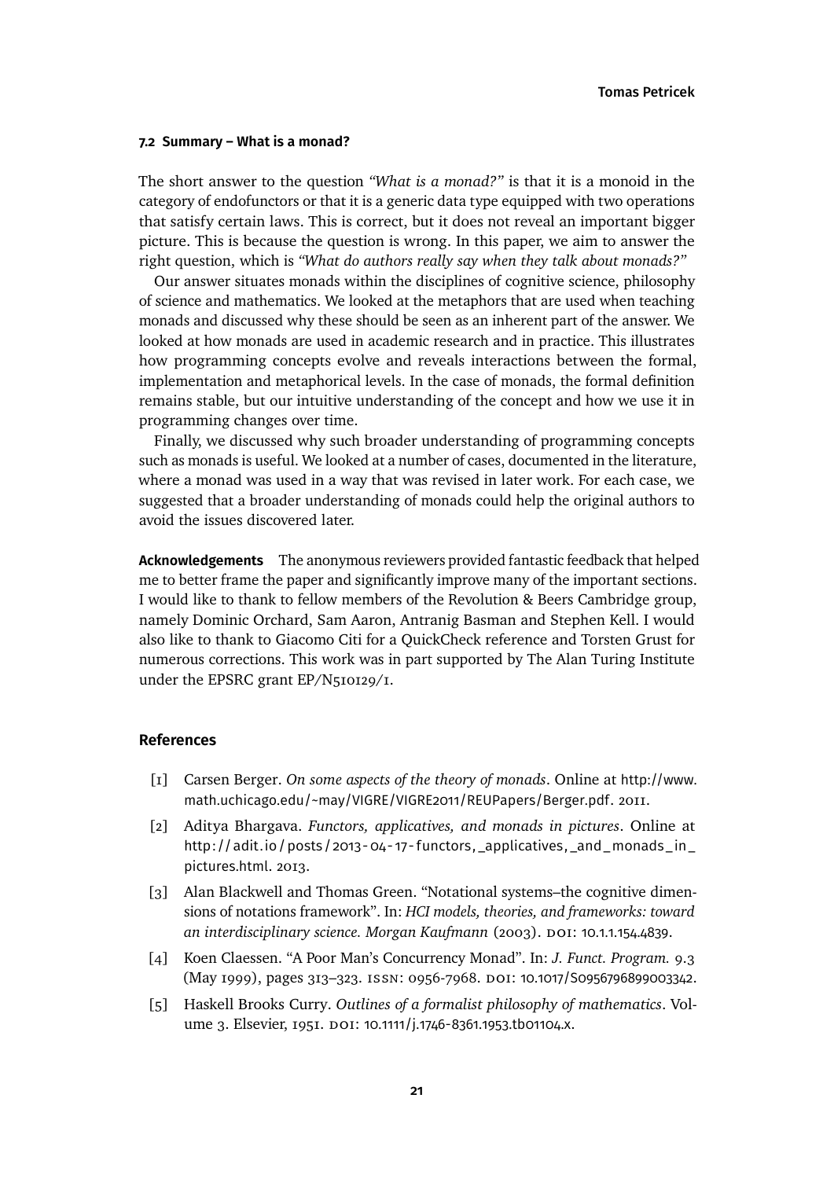### 7.2 Summary – What is a monad?

The short answer to the question *"What is a monad?"* is that it is a monoid in the category of endofunctors or that it is a generic data type equipped with two operations that satisfy certain laws. This is correct, but it does not reveal an important bigger picture. This is because the question is wrong. In this paper, we aim to answer the right question, which is *"What do authors really say when they talk about monads?"*

Our answer situates monads within the disciplines of cognitive science, philosophy of science and mathematics. We looked at the metaphors that are used when teaching monads and discussed why these should be seen as an inherent part of the answer. We looked at how monads are used in academic research and in practice. This illustrates how programming concepts evolve and reveals interactions between the formal, implementation and metaphorical levels. In the case of monads, the formal definition remains stable, but our intuitive understanding of the concept and how we use it in programming changes over time.

Finally, we discussed why such broader understanding of programming concepts such as monads is useful. We looked at a number of cases, documented in the literature, where a monad was used in a way that was revised in later work. For each case, we suggested that a broader understanding of monads could help the original authors to avoid the issues discovered later.

**Acknowledgements** The anonymous reviewers provided fantastic feedback that helped me to better frame the paper and significantly improve many of the important sections. I would like to thank to fellow members of the Revolution & Beers Cambridge group, namely Dominic Orchard, Sam Aaron, Antranig Basman and Stephen Kell. I would also like to thank to Giacomo Citi for a QuickCheck reference and Torsten Grust for numerous corrections. This work was in part supported by The Alan Turing Institute under the EPSRC grant EP/N510129/1.

## References

[1] Carsen Berger. *On some aspects of the theory of monads*. Online at http://www.math.uchicago.edu/~may/VIGRE/VIGRE2011/REUPapers/Berger.pdf. 2011.

[2] Aditya Bhargava. *Functors, applicatives, and monads in pictures*. Online at http://adit.io/posts/2013-04-17-functors,_applicatives,_and_monads_in_pictures.html. 2013.

[3] Alan Blackwell and Thomas Green. "Notational systems–the cognitive dimensions of notations framework". In: *HCI models, theories, and frameworks: toward an interdisciplinary science. Morgan Kaufmann* (2003). DOI: 10.1.1.154.4839.

[4] Koen Claessen. "A Poor Man's Concurrency Monad". In: *J. Funct. Program.* 9.3 (May 1999), pages 313–323. ISSN: 0956-7968. DOI: 10.1017/S0956796899003342.

[5] Haskell Brooks Curry. *Outlines of a formalist philosophy of mathematics*. Volume 3. Elsevier, 1951. DOI: 10.1111/j.1746-8361.1953.tb01104.x.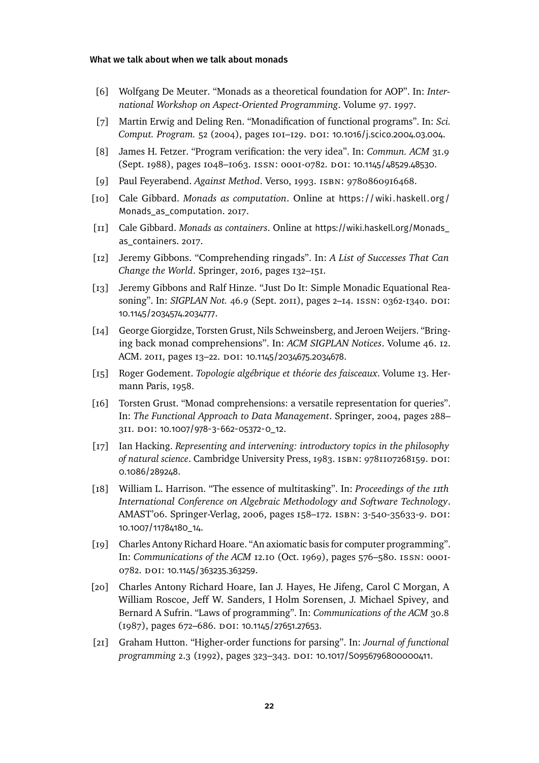[6] Wolfgang De Meuter. "Monads as a theoretical foundation for AOP". In: *International Workshop on Aspect-Oriented Programming*. Volume 97. 1997.

[7] Martin Erwig and Deling Ren. "Monadification of functional programs". In: *Sci. Comput. Program.* 52 (2004), pages 101–129. DOI: 10.1016/j.scico.2004.03.004.

[8] James H. Fetzer. "Program verification: the very idea". In: *Commun. ACM* 31.9 (Sept. 1988), pages 1048–1063. ISSN: 0001-0782. DOI: 10.1145/48529.48530.

[9] Paul Feyerabend. *Against Method*. Verso, 1993. ISBN: 9780860916468.

[10] Cale Gibbard. *Monads as computation*. Online at https://wiki.haskell.org/Monads_as_computation. 2017.

[11] Cale Gibbard. *Monads as containers*. Online at https://wiki.haskell.org/Monads_as_containers. 2017.

[12] Jeremy Gibbons. "Comprehending ringads". In: *A List of Successes That Can Change the World*. Springer, 2016, pages 132–151.

[13] Jeremy Gibbons and Ralf Hinze. "Just Do It: Simple Monadic Equational Reasoning". In: *SIGPLAN Not.* 46.9 (Sept. 2011), pages 2–14. ISSN: 0362-1340. DOI: 10.1145/2034574.2034777.

[14] George Giorgidze, Torsten Grust, Nils Schweinsberg, and Jeroen Weijers. "Bringing back monad comprehensions". In: *ACM SIGPLAN Notices*. Volume 46. 12. ACM. 2011, pages 13–22. DOI: 10.1145/2034675.2034678.

[15] Roger Godement. *Topologie algébrique et théorie des faisceaux*. Volume 13. Hermann Paris, 1958.

[16] Torsten Grust. "Monad comprehensions: a versatile representation for queries". In: *The Functional Approach to Data Management*. Springer, 2004, pages 288–311. DOI: 10.1007/978-3-662-05372-0_12.

[17] Ian Hacking. *Representing and intervening: introductory topics in the philosophy of natural science*. Cambridge University Press, 1983. ISBN: 9781107268159. DOI: 0.1086/289248.

[18] William L. Harrison. "The essence of multitasking". In: *Proceedings of the 11th International Conference on Algebraic Methodology and Software Technology*. AMAST'06. Springer-Verlag, 2006, pages 158–172. ISBN: 3-540-35633-9. DOI: 10.1007/11784180_14.

[19] Charles Antony Richard Hoare. "An axiomatic basis for computer programming". In: *Communications of the ACM* 12.10 (Oct. 1969), pages 576–580. ISSN: 0001-0782. DOI: 10.1145/363235.363259.

[20] Charles Antony Richard Hoare, Ian J. Hayes, He Jifeng, Carol C Morgan, A William Roscoe, Jeff W. Sanders, I Holm Sorensen, J. Michael Spivey, and Bernard A Sufrin. "Laws of programming". In: *Communications of the ACM* 30.8 (1987), pages 672–686. DOI: 10.1145/27651.27653.

[21] Graham Hutton. "Higher-order functions for parsing". In: *Journal of functional programming* 2.3 (1992), pages 323–343. DOI: 10.1017/S0956796800000411.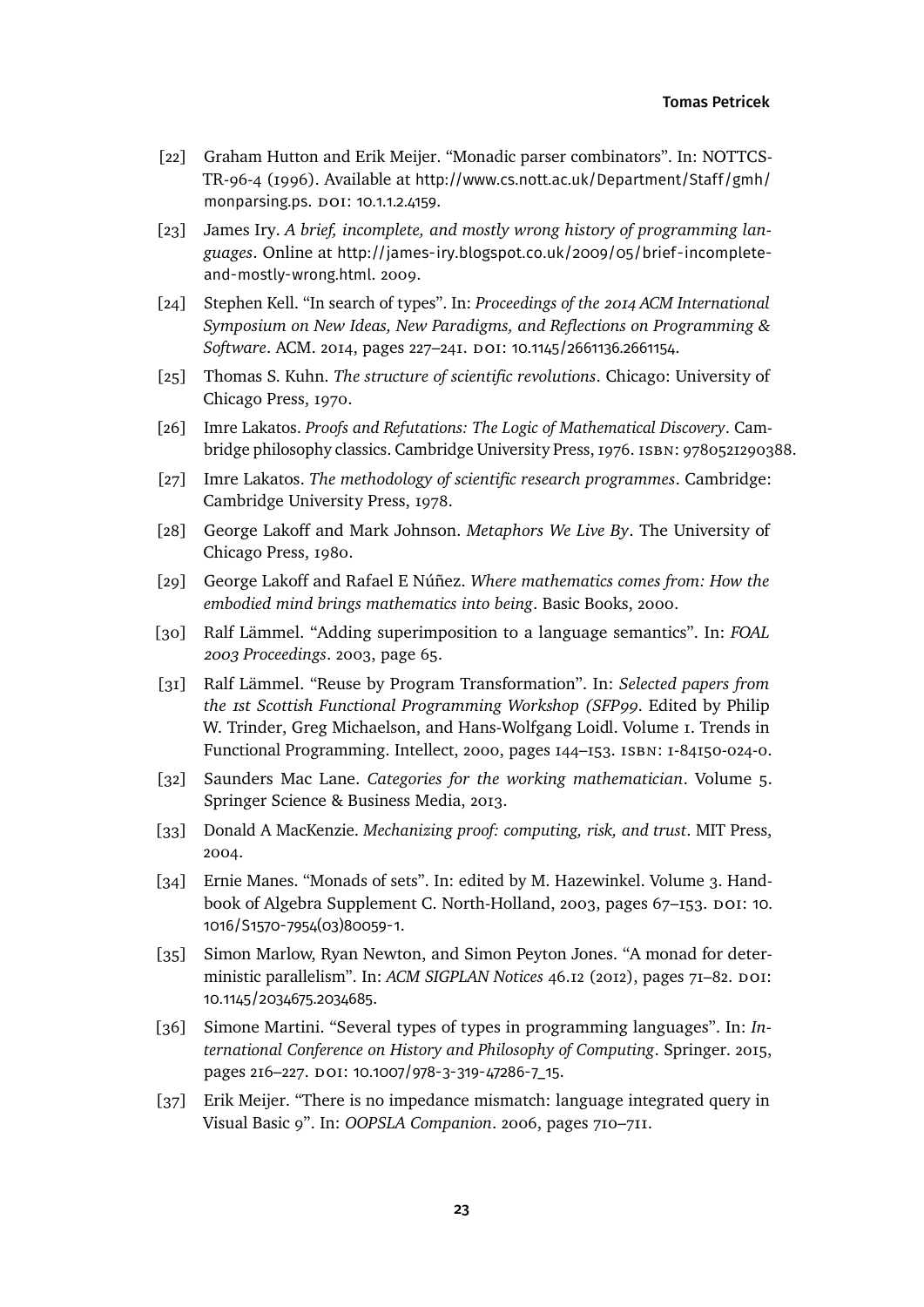[22] Graham Hutton and Erik Meijer. "Monadic parser combinators". In: NOTTCS-TR-96-4 (1996). Available at http://www.cs.nott.ac.uk/Department/Staff/gmh/monparsing.ps. DOI: 10.1.1.2.4159.

[23] James Iry. *A brief, incomplete, and mostly wrong history of programming languages*. Online at http://james-iry.blogspot.co.uk/2009/05/brief-incomplete-and-mostly-wrong.html. 2009.

[24] Stephen Kell. "In search of types". In: *Proceedings of the 2014 ACM International Symposium on New Ideas, New Paradigms, and Reflections on Programming & Software*. ACM. 2014, pages 227–241. DOI: 10.1145/2661136.2661154.

[25] Thomas S. Kuhn. *The structure of scientific revolutions*. Chicago: University of Chicago Press, 1970.

[26] Imre Lakatos. *Proofs and Refutations: The Logic of Mathematical Discovery*. Cambridge philosophy classics. Cambridge University Press, 1976. ISBN: 9780521290388.

[27] Imre Lakatos. *The methodology of scientific research programmes*. Cambridge: Cambridge University Press, 1978.

[28] George Lakoff and Mark Johnson. *Metaphors We Live By*. The University of Chicago Press, 1980.

[29] George Lakoff and Rafael E Núñez. *Where mathematics comes from: How the embodied mind brings mathematics into being*. Basic Books, 2000.

[30] Ralf Lämmel. "Adding superimposition to a language semantics". In: *FOAL 2003 Proceedings*. 2003, page 65.

[31] Ralf Lämmel. "Reuse by Program Transformation". In: *Selected papers from the 1st Scottish Functional Programming Workshop (SFP99*. Edited by Philip W. Trinder, Greg Michaelson, and Hans-Wolfgang Loidl. Volume 1. Trends in Functional Programming. Intellect, 2000, pages 144–153. ISBN: 1-84150-024-0.

[32] Saunders Mac Lane. *Categories for the working mathematician*. Volume 5. Springer Science & Business Media, 2013.

[33] Donald A MacKenzie. *Mechanizing proof: computing, risk, and trust*. MIT Press, 2004.

[34] Ernie Manes. "Monads of sets". In: edited by M. Hazewinkel. Volume 3. Handbook of Algebra Supplement C. North-Holland, 2003, pages 67–153. DOI: 10.1016/S1570-7954(03)80059-1.

[35] Simon Marlow, Ryan Newton, and Simon Peyton Jones. "A monad for deterministic parallelism". In: *ACM SIGPLAN Notices* 46.12 (2012), pages 71–82. DOI: 10.1145/2034675.2034685.

[36] Simone Martini. "Several types of types in programming languages". In: *International Conference on History and Philosophy of Computing*. Springer. 2015, pages 216–227. DOI: 10.1007/978-3-319-47286-7_15.

[37] Erik Meijer. "There is no impedance mismatch: language integrated query in Visual Basic 9". In: *OOPSLA Companion*. 2006, pages 710–711.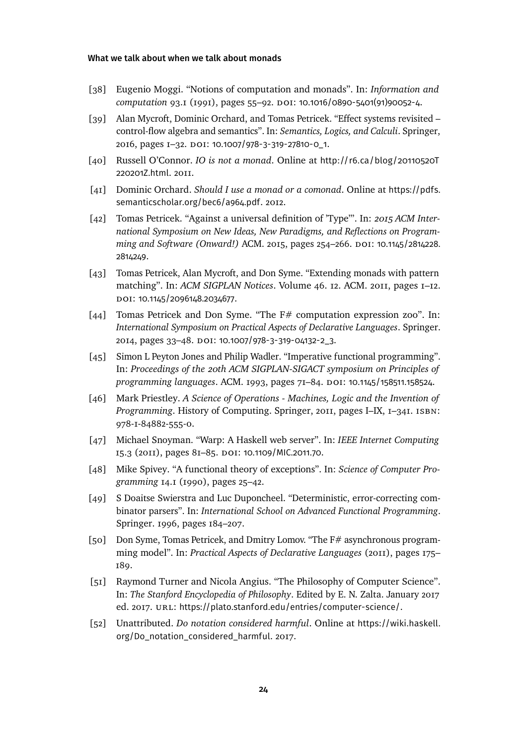[38] Eugenio Moggi. "Notions of computation and monads". In: *Information and computation* 93.1 (1991), pages 55–92. DOI: 10.1016/0890-5401(91)90052-4.

[39] Alan Mycroft, Dominic Orchard, and Tomas Petricek. "Effect systems revisited – control-flow algebra and semantics". In: *Semantics, Logics, and Calculi*. Springer, 2016, pages 1–32. DOI: 10.1007/978-3-319-27810-0_1.

[40] Russell O'Connor. *IO is not a monad*. Online at http://r6.ca/blog/20110520T220201Z.html. 2011.

[41] Dominic Orchard. *Should I use a monad or a comonad*. Online at https://pdfs.semanticscholar.org/bec6/a964.pdf. 2012.

[42] Tomas Petricek. "Against a universal definition of 'Type'". In: *2015 ACM International Symposium on New Ideas, New Paradigms, and Reflections on Programming and Software (Onward!)* ACM. 2015, pages 254–266. DOI: 10.1145/2814228.2814249.

[43] Tomas Petricek, Alan Mycroft, and Don Syme. "Extending monads with pattern matching". In: *ACM SIGPLAN Notices*. Volume 46. 12. ACM. 2011, pages 1–12. DOI: 10.1145/2096148.2034677.

[44] Tomas Petricek and Don Syme. "The F# computation expression zoo". In: *International Symposium on Practical Aspects of Declarative Languages*. Springer. 2014, pages 33–48. DOI: 10.1007/978-3-319-04132-2_3.

[45] Simon L Peyton Jones and Philip Wadler. "Imperative functional programming". In: *Proceedings of the 20th ACM SIGPLAN-SIGACT symposium on Principles of programming languages*. ACM. 1993, pages 71–84. DOI: 10.1145/158511.158524.

[46] Mark Priestley. *A Science of Operations - Machines, Logic and the Invention of Programming*. History of Computing. Springer, 2011, pages I–IX, 1–341. ISBN: 978-1-84882-555-0.

[47] Michael Snoyman. "Warp: A Haskell web server". In: *IEEE Internet Computing* 15.3 (2011), pages 81–85. DOI: 10.1109/MIC.2011.70.

[48] Mike Spivey. "A functional theory of exceptions". In: *Science of Computer Programming* 14.1 (1990), pages 25–42.

[49] S Doaitse Swierstra and Luc Duponcheel. "Deterministic, error-correcting combinator parsers". In: *International School on Advanced Functional Programming*. Springer. 1996, pages 184–207.

[50] Don Syme, Tomas Petricek, and Dmitry Lomov. "The F# asynchronous programming model". In: *Practical Aspects of Declarative Languages* (2011), pages 175–189.

[51] Raymond Turner and Nicola Angius. "The Philosophy of Computer Science". In: *The Stanford Encyclopedia of Philosophy*. Edited by E. N. Zalta. January 2017 ed. 2017. URL: https://plato.stanford.edu/entries/computer-science/.

[52] Unattributed. *Do notation considered harmful*. Online at https://wiki.haskell.org/Do_notation_considered_harmful. 2017.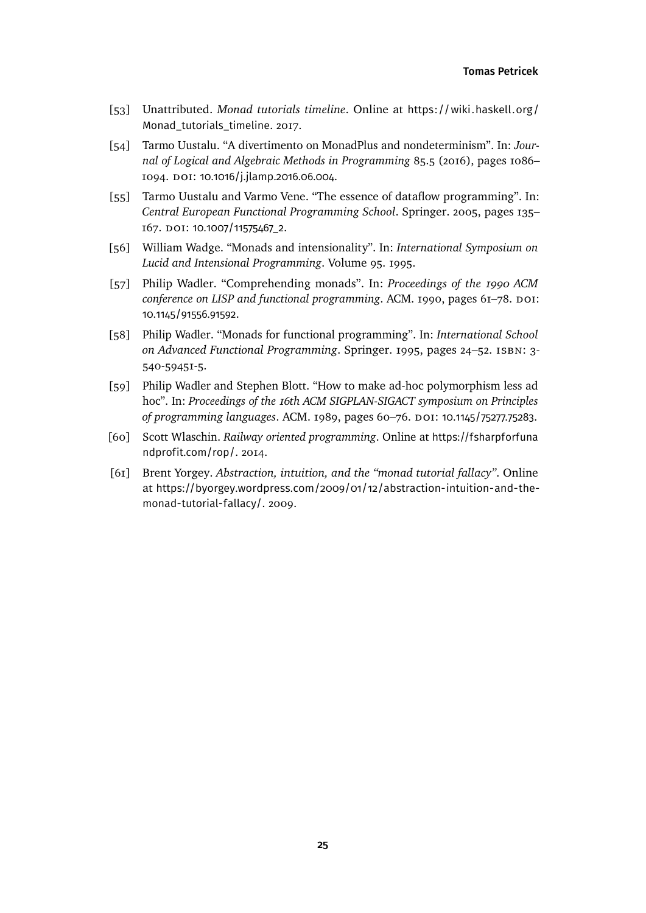[53] Unattributed. *Monad tutorials timeline*. Online at https://wiki.haskell.org/Monad_tutorials_timeline. 2017.

[54] Tarmo Uustalu. "A divertimento on MonadPlus and nondeterminism". In: *Journal of Logical and Algebraic Methods in Programming* 85.5 (2016), pages 1086–1094. DOI: 10.1016/j.jlamp.2016.06.004.

[55] Tarmo Uustalu and Varmo Vene. "The essence of dataflow programming". In: *Central European Functional Programming School*. Springer. 2005, pages 135–167. DOI: 10.1007/11575467_2.

[56] William Wadge. "Monads and intensionality". In: *International Symposium on Lucid and Intensional Programming*. Volume 95. 1995.

[57] Philip Wadler. "Comprehending monads". In: *Proceedings of the 1990 ACM conference on LISP and functional programming*. ACM. 1990, pages 61–78. DOI: 10.1145/91556.91592.

[58] Philip Wadler. "Monads for functional programming". In: *International School on Advanced Functional Programming*. Springer. 1995, pages 24–52. ISBN: 3-540-59451-5.

[59] Philip Wadler and Stephen Blott. "How to make ad-hoc polymorphism less ad hoc". In: *Proceedings of the 16th ACM SIGPLAN-SIGACT symposium on Principles of programming languages*. ACM. 1989, pages 60–76. DOI: 10.1145/75277.75283.

[60] Scott Wlaschin. *Railway oriented programming*. Online at https://fsharpforfunandprofit.com/rop/. 2014.

[61] Brent Yorgey. *Abstraction, intuition, and the "monad tutorial fallacy"*. Online at https://byorgey.wordpress.com/2009/01/12/abstraction-intuition-and-the-monad-tutorial-fallacy/. 2009.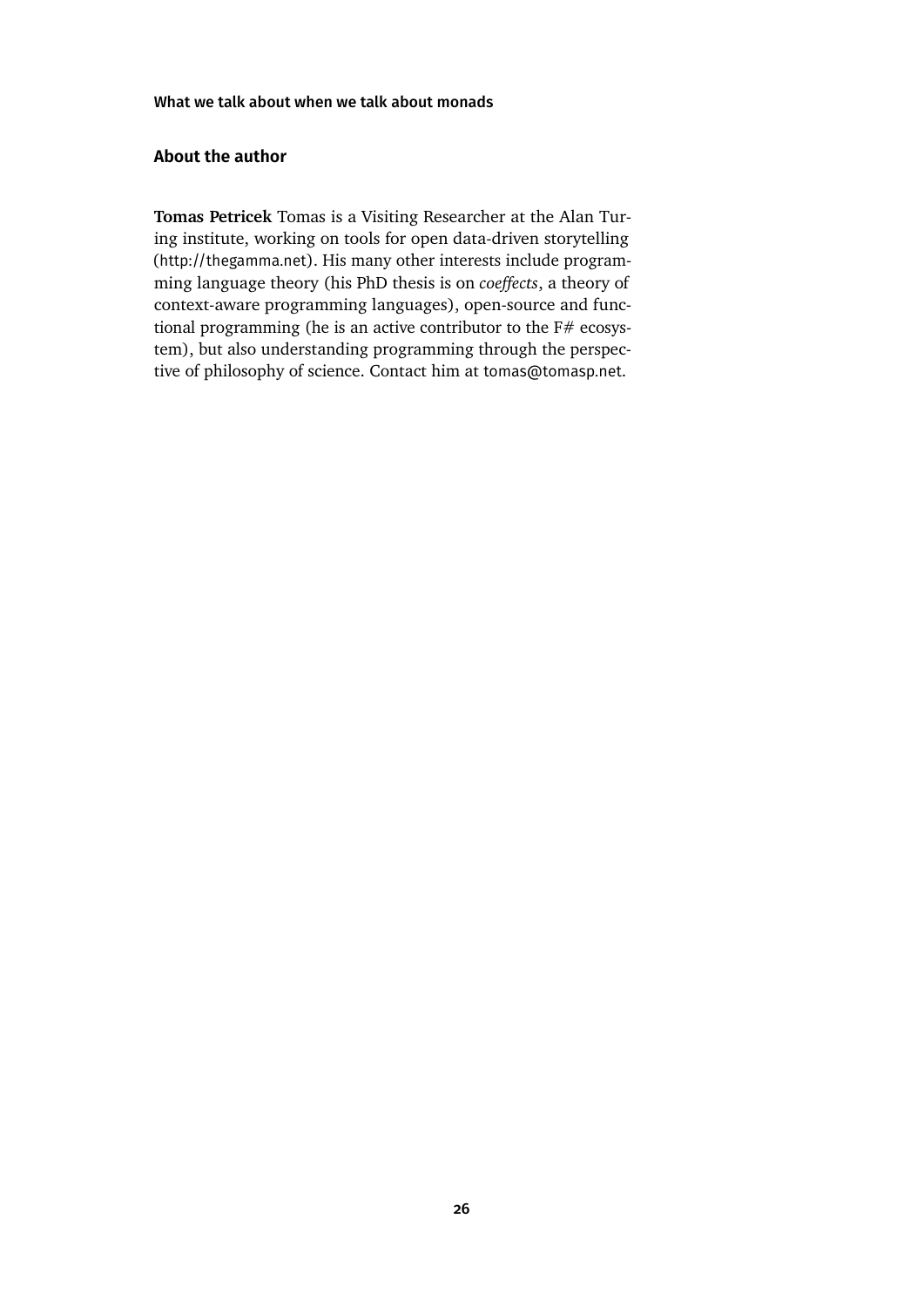## About the author

**Tomas Petricek** Tomas is a Visiting Researcher at the Alan Turing institute, working on tools for open data-driven storytelling (http://thegamma.net). His many other interests include programming language theory (his PhD thesis is on *coeffects*, a theory of context-aware programming languages), open-source and functional programming (he is an active contributor to the F# ecosystem), but also understanding programming through the perspective of philosophy of science. Contact him at tomas@tomasp.net.